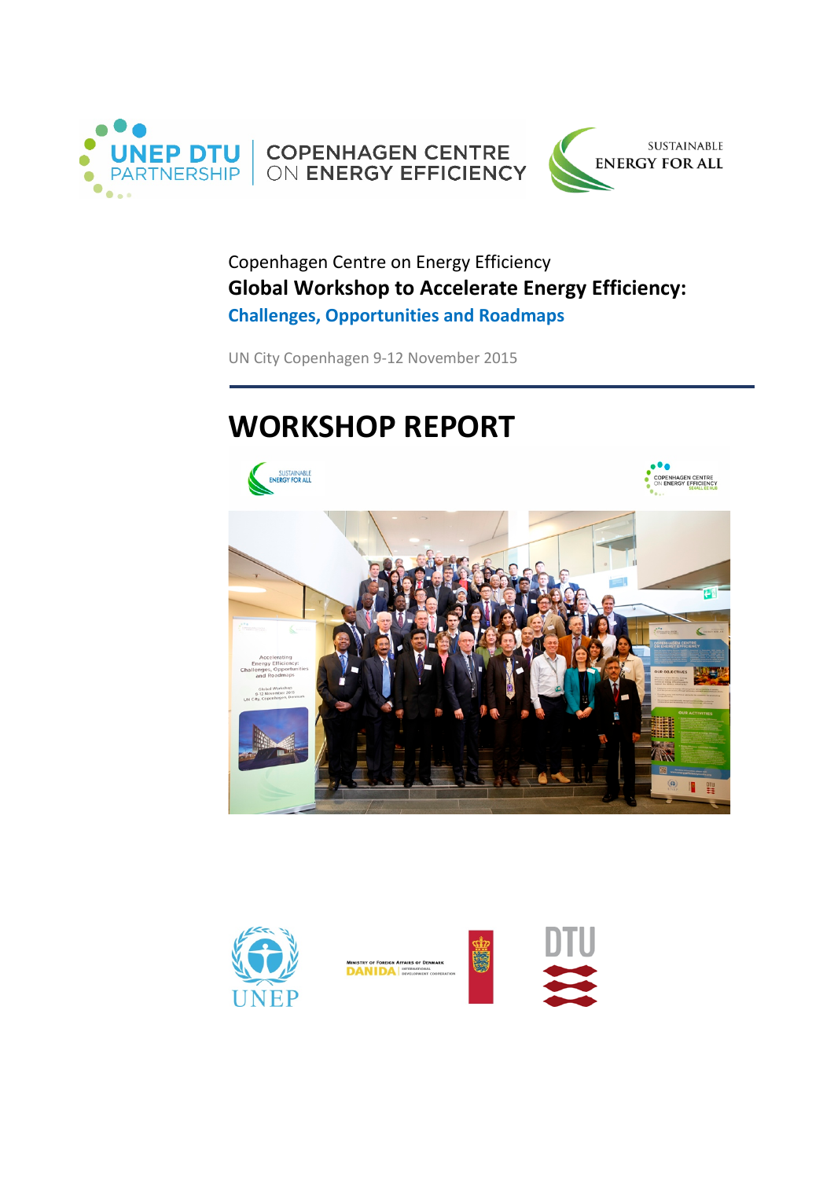Copenhagen Centre on Energy Efficiency

**Global Workshop to Accelerate Energy Efficiency:**

**Challenges, Opportunities and Roadmaps**

UN City Copenhagen 9-12 November 2015

# WORKSHOP REPORT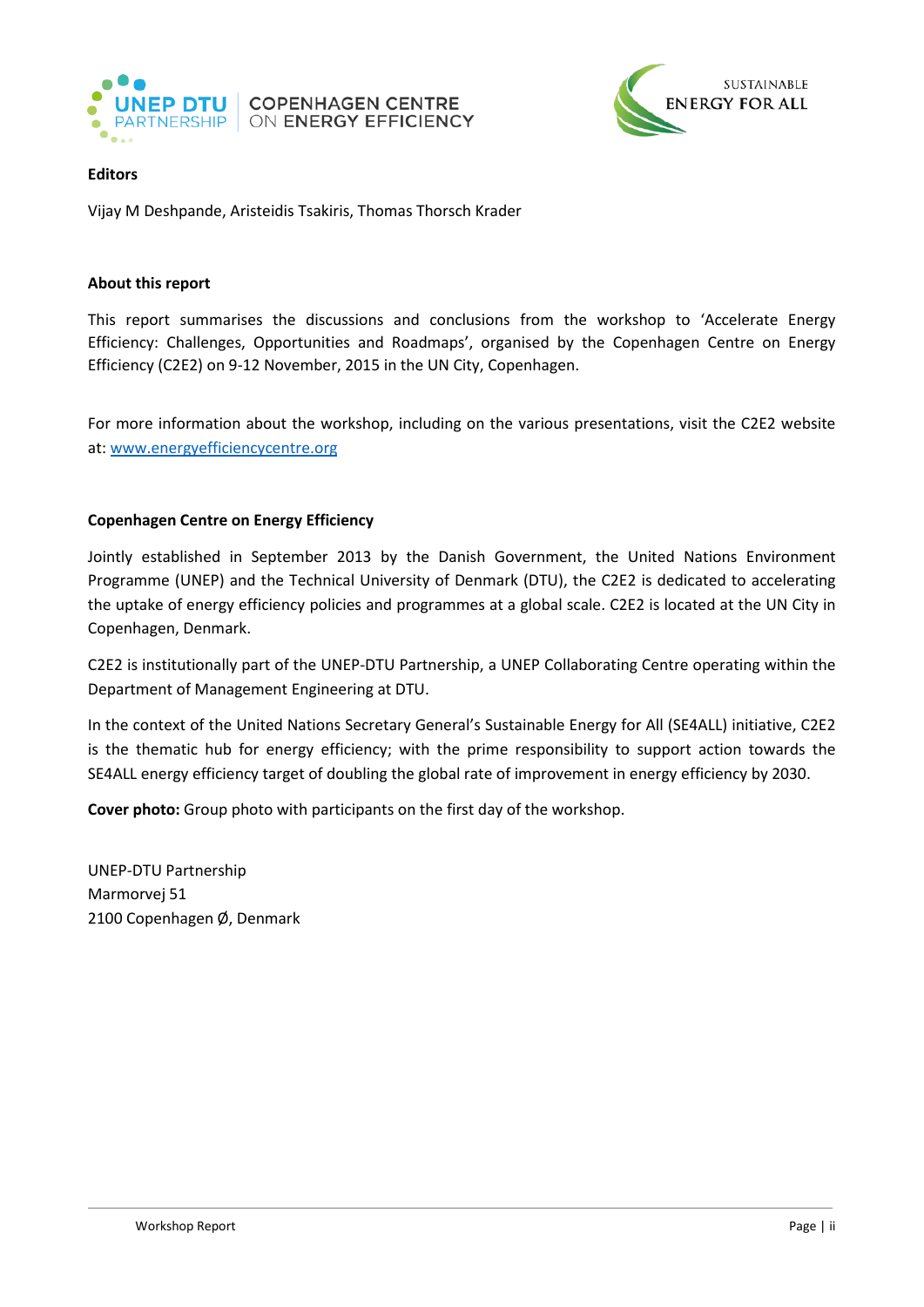**Editors**

Vijay M Deshpande, Aristeidis Tsakiris, Thomas Thorsch Krader

**About this report**

This report summarises the discussions and conclusions from the workshop to 'Accelerate Energy Efficiency: Challenges, Opportunities and Roadmaps', organised by the Copenhagen Centre on Energy Efficiency (C2E2) on 9-12 November, 2015 in the UN City, Copenhagen.

For more information about the workshop, including on the various presentations, visit the C2E2 website at: www.energyefficiencycentre.org

**Copenhagen Centre on Energy Efficiency**

Jointly established in September 2013 by the Danish Government, the United Nations Environment Programme (UNEP) and the Technical University of Denmark (DTU), the C2E2 is dedicated to accelerating the uptake of energy efficiency policies and programmes at a global scale. C2E2 is located at the UN City in Copenhagen, Denmark.

C2E2 is institutionally part of the UNEP-DTU Partnership, a UNEP Collaborating Centre operating within the Department of Management Engineering at DTU.

In the context of the United Nations Secretary General's Sustainable Energy for All (SE4ALL) initiative, C2E2 is the thematic hub for energy efficiency; with the prime responsibility to support action towards the SE4ALL energy efficiency target of doubling the global rate of improvement in energy efficiency by 2030.

**Cover photo:** Group photo with participants on the first day of the workshop.

UNEP-DTU Partnership
Marmorvej 51
2100 Copenhagen Ø, Denmark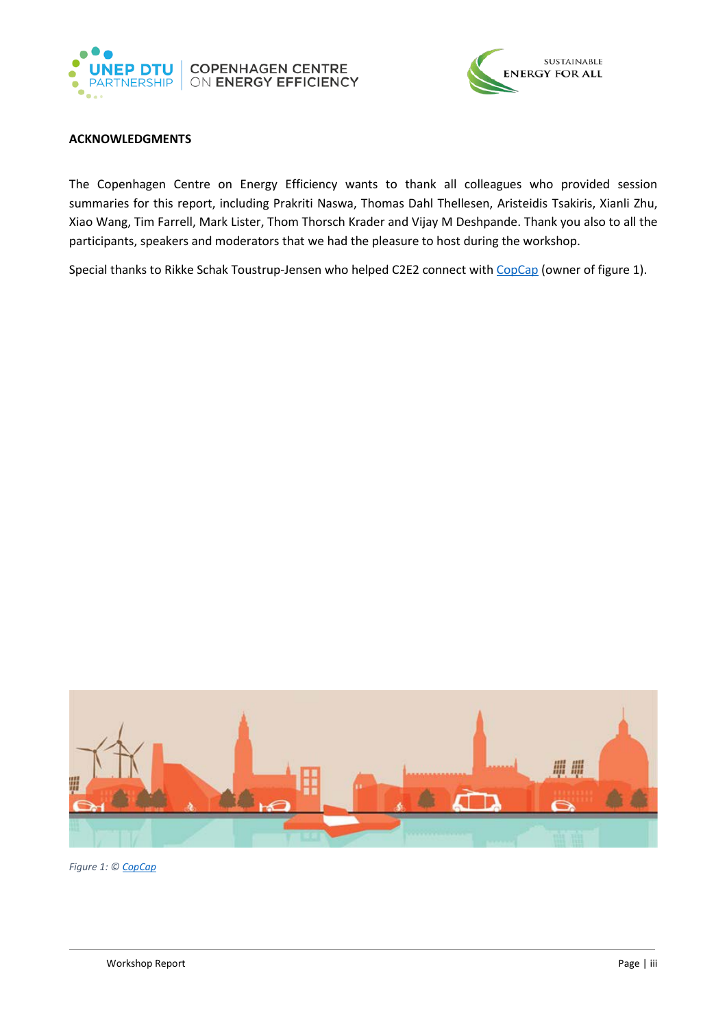**ACKNOWLEDGMENTS**

The Copenhagen Centre on Energy Efficiency wants to thank all colleagues who provided session summaries for this report, including Prakriti Naswa, Thomas Dahl Thellesen, Aristeidis Tsakiris, Xianli Zhu, Xiao Wang, Tim Farrell, Mark Lister, Thom Thorsch Krader and Vijay M Deshpande. Thank you also to all the participants, speakers and moderators that we had the pleasure to host during the workshop.

Special thanks to Rikke Schak Toustrup-Jensen who helped C2E2 connect with CopCap (owner of figure 1).

*Figure 1: © CopCap*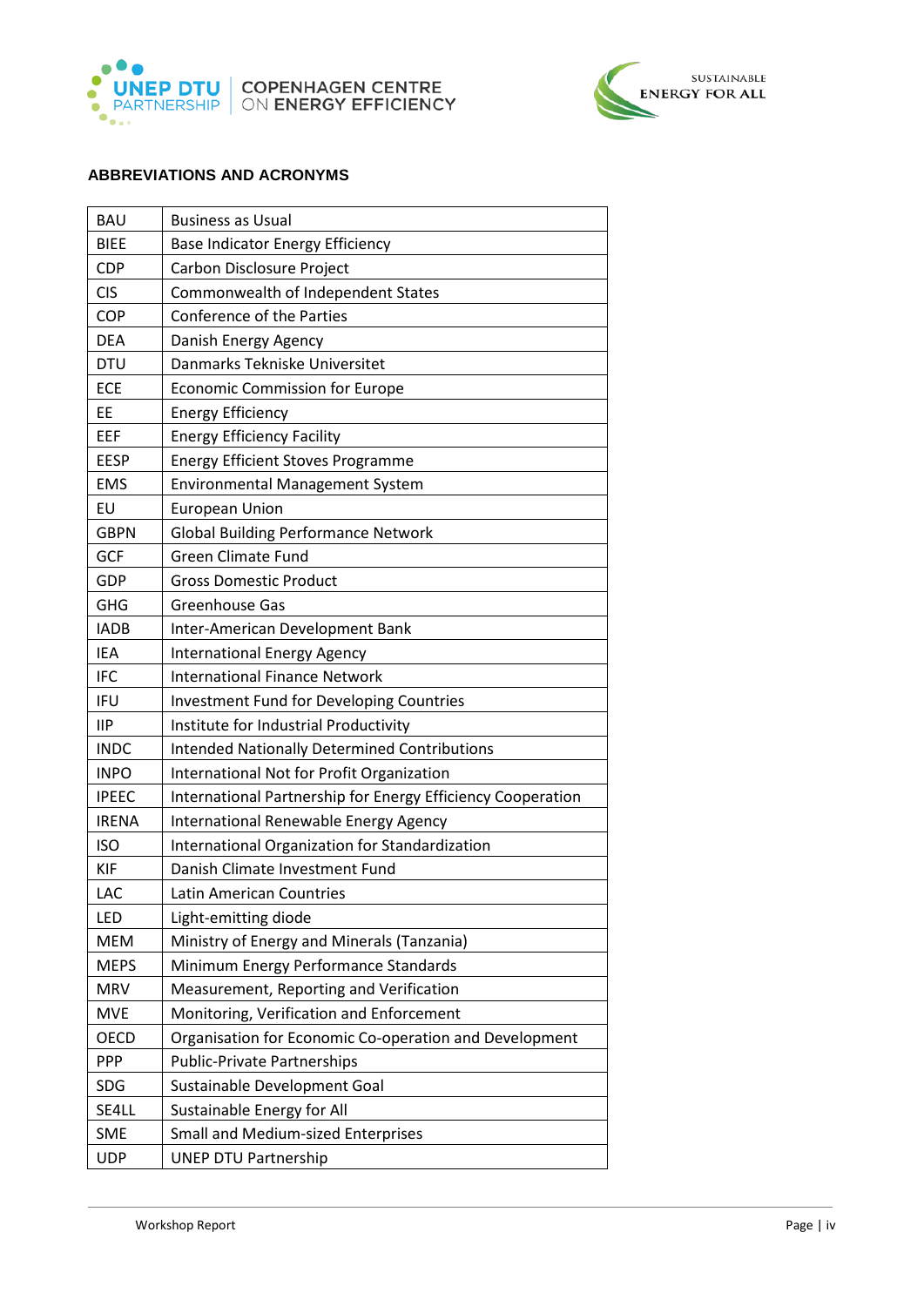## ABBREVIATIONS AND ACRONYMS

| | |
|---|---|
| BAU | Business as Usual |
| BIEE | Base Indicator Energy Efficiency |
| CDP | Carbon Disclosure Project |
| CIS | Commonwealth of Independent States |
| COP | Conference of the Parties |
| DEA | Danish Energy Agency |
| DTU | Danmarks Tekniske Universitet |
| ECE | Economic Commission for Europe |
| EE | Energy Efficiency |
| EEF | Energy Efficiency Facility |
| EESP | Energy Efficient Stoves Programme |
| EMS | Environmental Management System |
| EU | European Union |
| GBPN | Global Building Performance Network |
| GCF | Green Climate Fund |
| GDP | Gross Domestic Product |
| GHG | Greenhouse Gas |
| IADB | Inter-American Development Bank |
| IEA | International Energy Agency |
| IFC | International Finance Network |
| IFU | Investment Fund for Developing Countries |
| IIP | Institute for Industrial Productivity |
| INDC | Intended Nationally Determined Contributions |
| INPO | International Not for Profit Organization |
| IPEEC | International Partnership for Energy Efficiency Cooperation |
| IRENA | International Renewable Energy Agency |
| ISO | International Organization for Standardization |
| KIF | Danish Climate Investment Fund |
| LAC | Latin American Countries |
| LED | Light-emitting diode |
| MEM | Ministry of Energy and Minerals (Tanzania) |
| MEPS | Minimum Energy Performance Standards |
| MRV | Measurement, Reporting and Verification |
| MVE | Monitoring, Verification and Enforcement |
| OECD | Organisation for Economic Co-operation and Development |
| PPP | Public-Private Partnerships |
| SDG | Sustainable Development Goal |
| SE4LL | Sustainable Energy for All |
| SME | Small and Medium-sized Enterprises |
| UDP | UNEP DTU Partnership |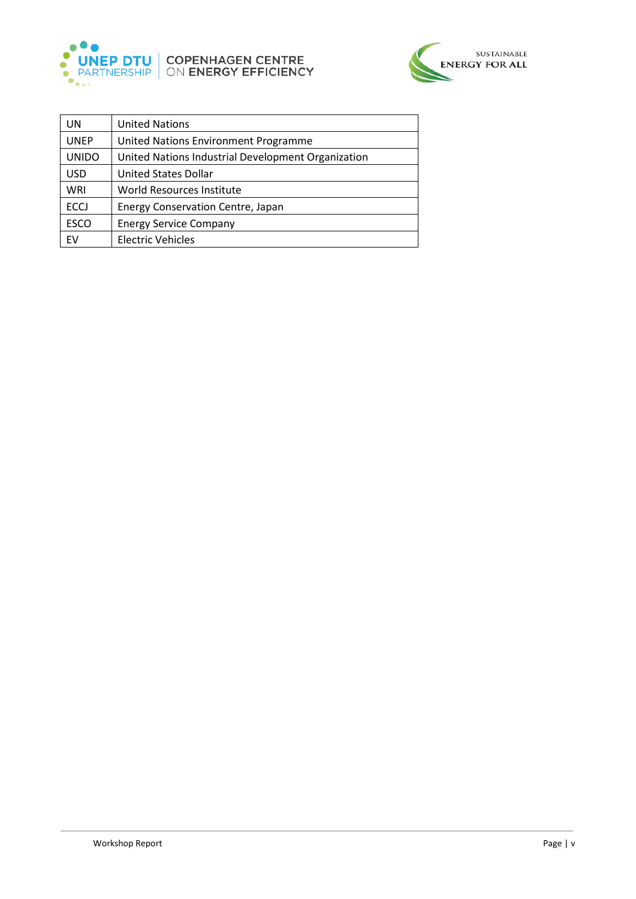| UN | United Nations |
|---|---|
| UNEP | United Nations Environment Programme |
| UNIDO | United Nations Industrial Development Organization |
| USD | United States Dollar |
| WRI | World Resources Institute |
| ECCJ | Energy Conservation Centre, Japan |
| ESCO | Energy Service Company |
| EV | Electric Vehicles |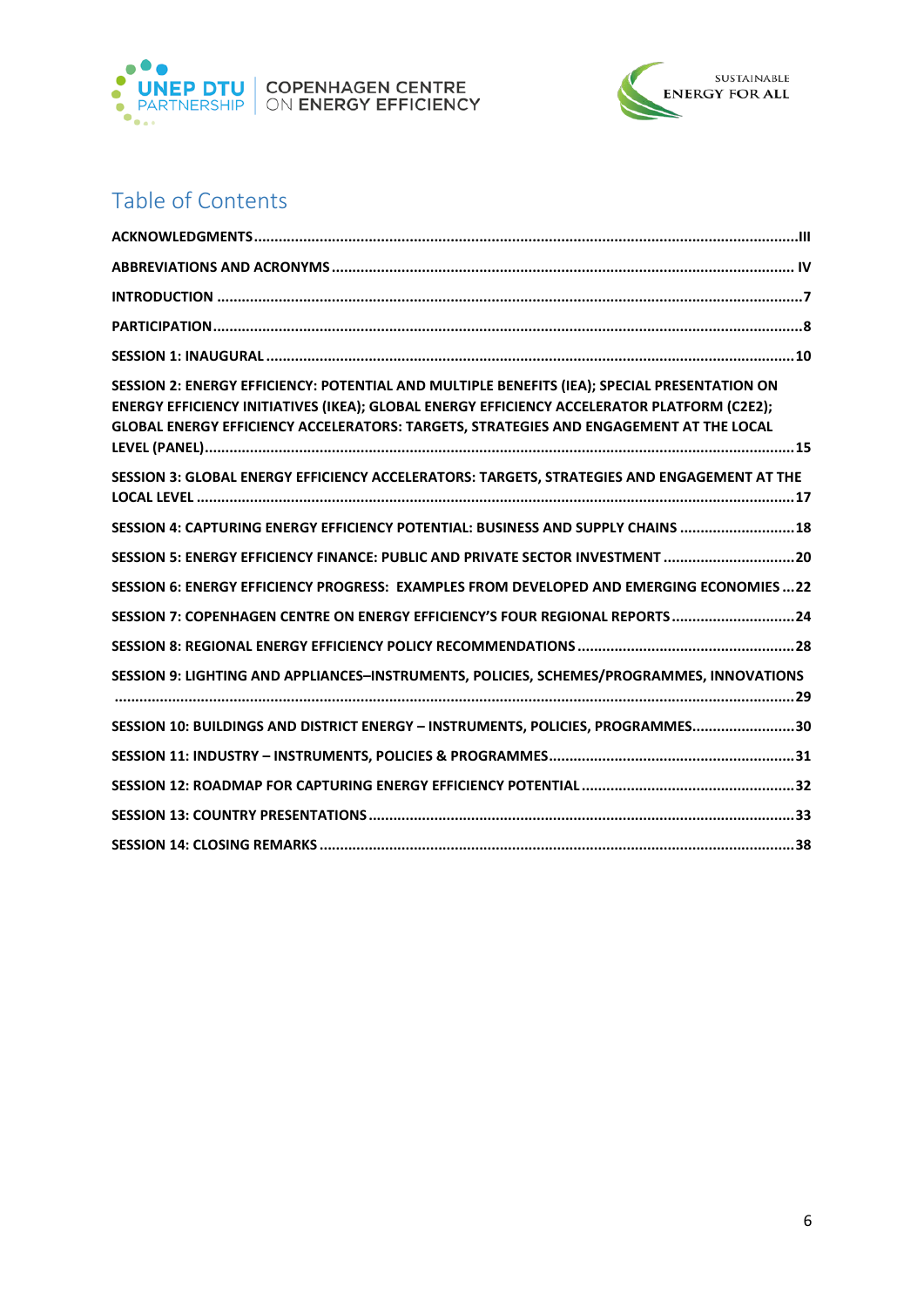# Table of Contents

ACKNOWLEDGMENTS ........ III

ABBREVIATIONS AND ACRONYMS ........ IV

INTRODUCTION ........ 7

PARTICIPATION ........ 8

SESSION 1: INAUGURAL ........ 10

SESSION 2: ENERGY EFFICIENCY: POTENTIAL AND MULTIPLE BENEFITS (IEA); SPECIAL PRESENTATION ON ENERGY EFFICIENCY INITIATIVES (IKEA); GLOBAL ENERGY EFFICIENCY ACCELERATOR PLATFORM (C2E2); GLOBAL ENERGY EFFICIENCY ACCELERATORS: TARGETS, STRATEGIES AND ENGAGEMENT AT THE LOCAL LEVEL (PANEL) ........ 15

SESSION 3: GLOBAL ENERGY EFFICIENCY ACCELERATORS: TARGETS, STRATEGIES AND ENGAGEMENT AT THE LOCAL LEVEL ........ 17

SESSION 4: CAPTURING ENERGY EFFICIENCY POTENTIAL: BUSINESS AND SUPPLY CHAINS ........ 18

SESSION 5: ENERGY EFFICIENCY FINANCE: PUBLIC AND PRIVATE SECTOR INVESTMENT ........ 20

SESSION 6: ENERGY EFFICIENCY PROGRESS: EXAMPLES FROM DEVELOPED AND EMERGING ECONOMIES ........ 22

SESSION 7: COPENHAGEN CENTRE ON ENERGY EFFICIENCY'S FOUR REGIONAL REPORTS ........ 24

SESSION 8: REGIONAL ENERGY EFFICIENCY POLICY RECOMMENDATIONS ........ 28

SESSION 9: LIGHTING AND APPLIANCES–INSTRUMENTS, POLICIES, SCHEMES/PROGRAMMES, INNOVATIONS ........ 29

SESSION 10: BUILDINGS AND DISTRICT ENERGY – INSTRUMENTS, POLICIES, PROGRAMMES ........ 30

SESSION 11: INDUSTRY – INSTRUMENTS, POLICIES & PROGRAMMES ........ 31

SESSION 12: ROADMAP FOR CAPTURING ENERGY EFFICIENCY POTENTIAL ........ 32

SESSION 13: COUNTRY PRESENTATIONS ........ 33

SESSION 14: CLOSING REMARKS ........ 38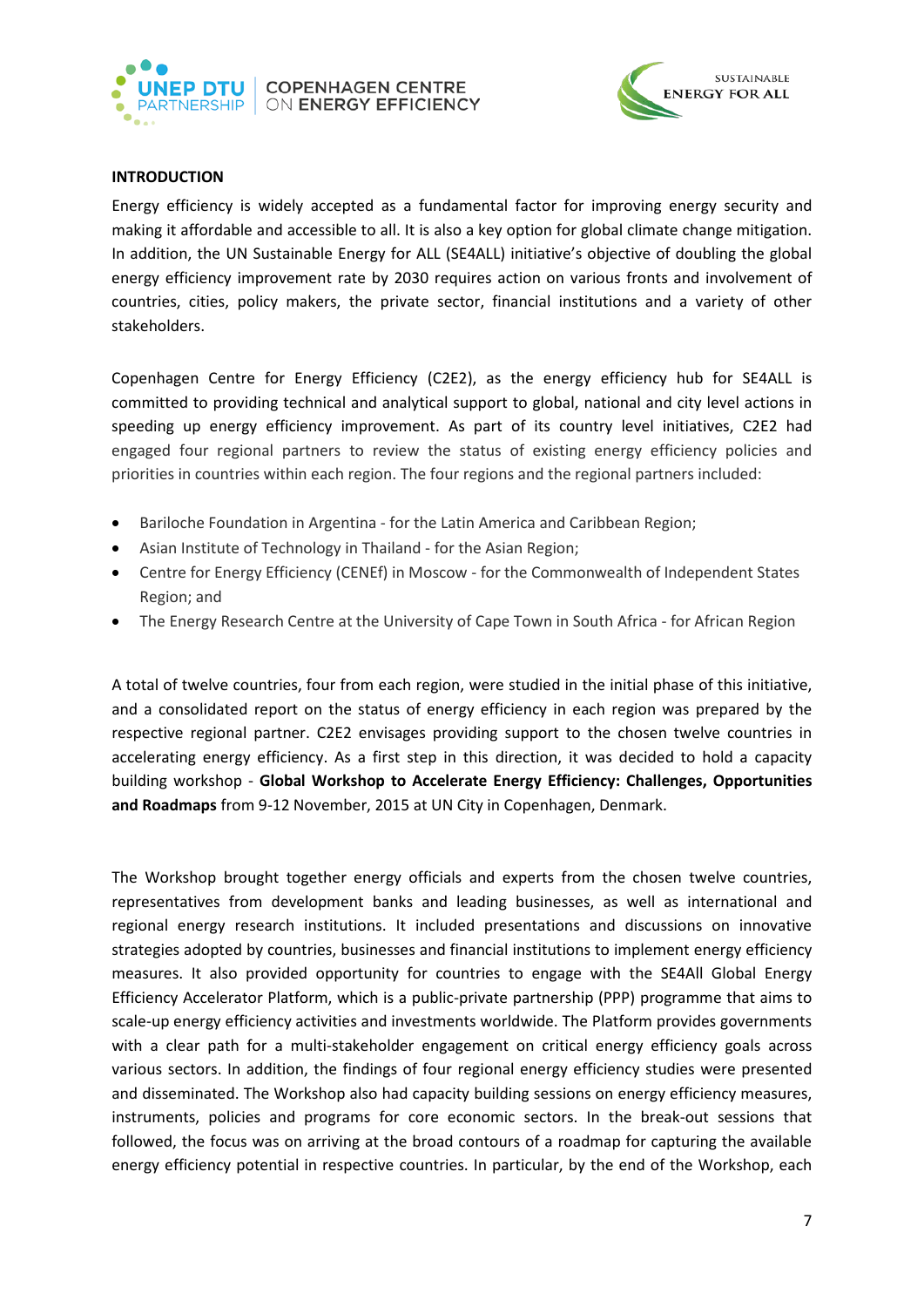## INTRODUCTION

Energy efficiency is widely accepted as a fundamental factor for improving energy security and making it affordable and accessible to all. It is also a key option for global climate change mitigation. In addition, the UN Sustainable Energy for ALL (SE4ALL) initiative's objective of doubling the global energy efficiency improvement rate by 2030 requires action on various fronts and involvement of countries, cities, policy makers, the private sector, financial institutions and a variety of other stakeholders.

Copenhagen Centre for Energy Efficiency (C2E2), as the energy efficiency hub for SE4ALL is committed to providing technical and analytical support to global, national and city level actions in speeding up energy efficiency improvement. As part of its country level initiatives, C2E2 had engaged four regional partners to review the status of existing energy efficiency policies and priorities in countries within each region. The four regions and the regional partners included:

- Bariloche Foundation in Argentina - for the Latin America and Caribbean Region;
- Asian Institute of Technology in Thailand - for the Asian Region;
- Centre for Energy Efficiency (CENEf) in Moscow - for the Commonwealth of Independent States Region; and
- The Energy Research Centre at the University of Cape Town in South Africa - for African Region

A total of twelve countries, four from each region, were studied in the initial phase of this initiative, and a consolidated report on the status of energy efficiency in each region was prepared by the respective regional partner. C2E2 envisages providing support to the chosen twelve countries in accelerating energy efficiency. As a first step in this direction, it was decided to hold a capacity building workshop - **Global Workshop to Accelerate Energy Efficiency: Challenges, Opportunities and Roadmaps** from 9-12 November, 2015 at UN City in Copenhagen, Denmark.

The Workshop brought together energy officials and experts from the chosen twelve countries, representatives from development banks and leading businesses, as well as international and regional energy research institutions. It included presentations and discussions on innovative strategies adopted by countries, businesses and financial institutions to implement energy efficiency measures. It also provided opportunity for countries to engage with the SE4All Global Energy Efficiency Accelerator Platform, which is a public-private partnership (PPP) programme that aims to scale-up energy efficiency activities and investments worldwide. The Platform provides governments with a clear path for a multi-stakeholder engagement on critical energy efficiency goals across various sectors. In addition, the findings of four regional energy efficiency studies were presented and disseminated. The Workshop also had capacity building sessions on energy efficiency measures, instruments, policies and programs for core economic sectors. In the break-out sessions that followed, the focus was on arriving at the broad contours of a roadmap for capturing the available energy efficiency potential in respective countries. In particular, by the end of the Workshop, each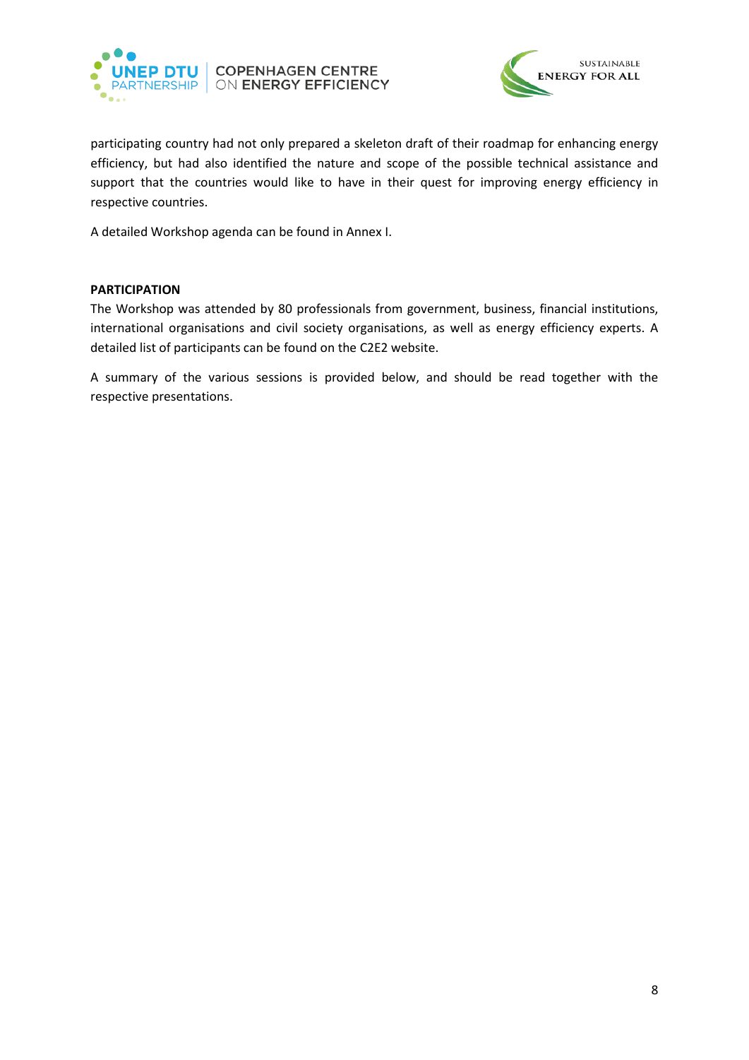participating country had not only prepared a skeleton draft of their roadmap for enhancing energy efficiency, but had also identified the nature and scope of the possible technical assistance and support that the countries would like to have in their quest for improving energy efficiency in respective countries.

A detailed Workshop agenda can be found in Annex I.

**PARTICIPATION**

The Workshop was attended by 80 professionals from government, business, financial institutions, international organisations and civil society organisations, as well as energy efficiency experts. A detailed list of participants can be found on the C2E2 website.

A summary of the various sessions is provided below, and should be read together with the respective presentations.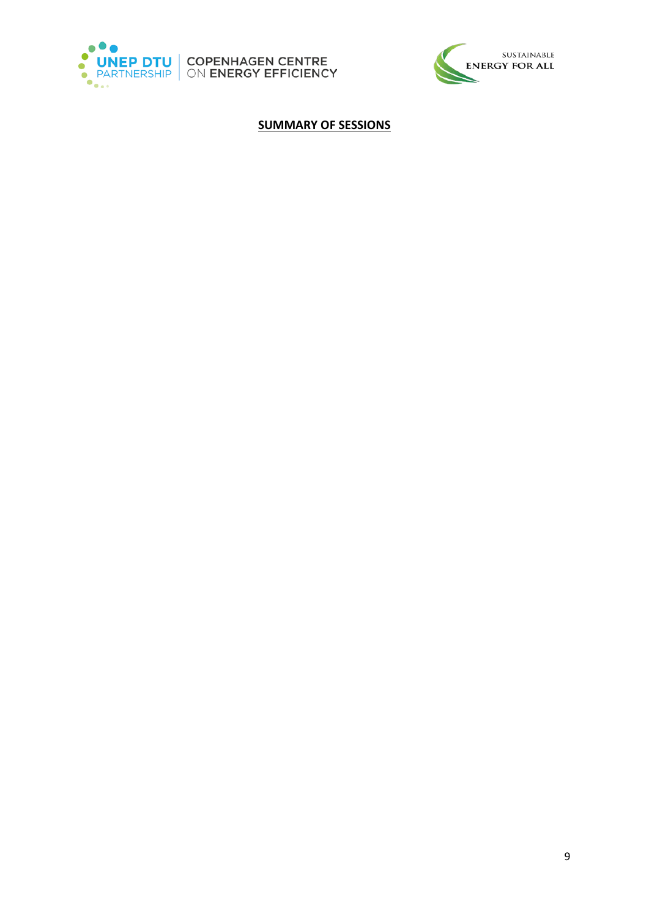**SUMMARY OF SESSIONS**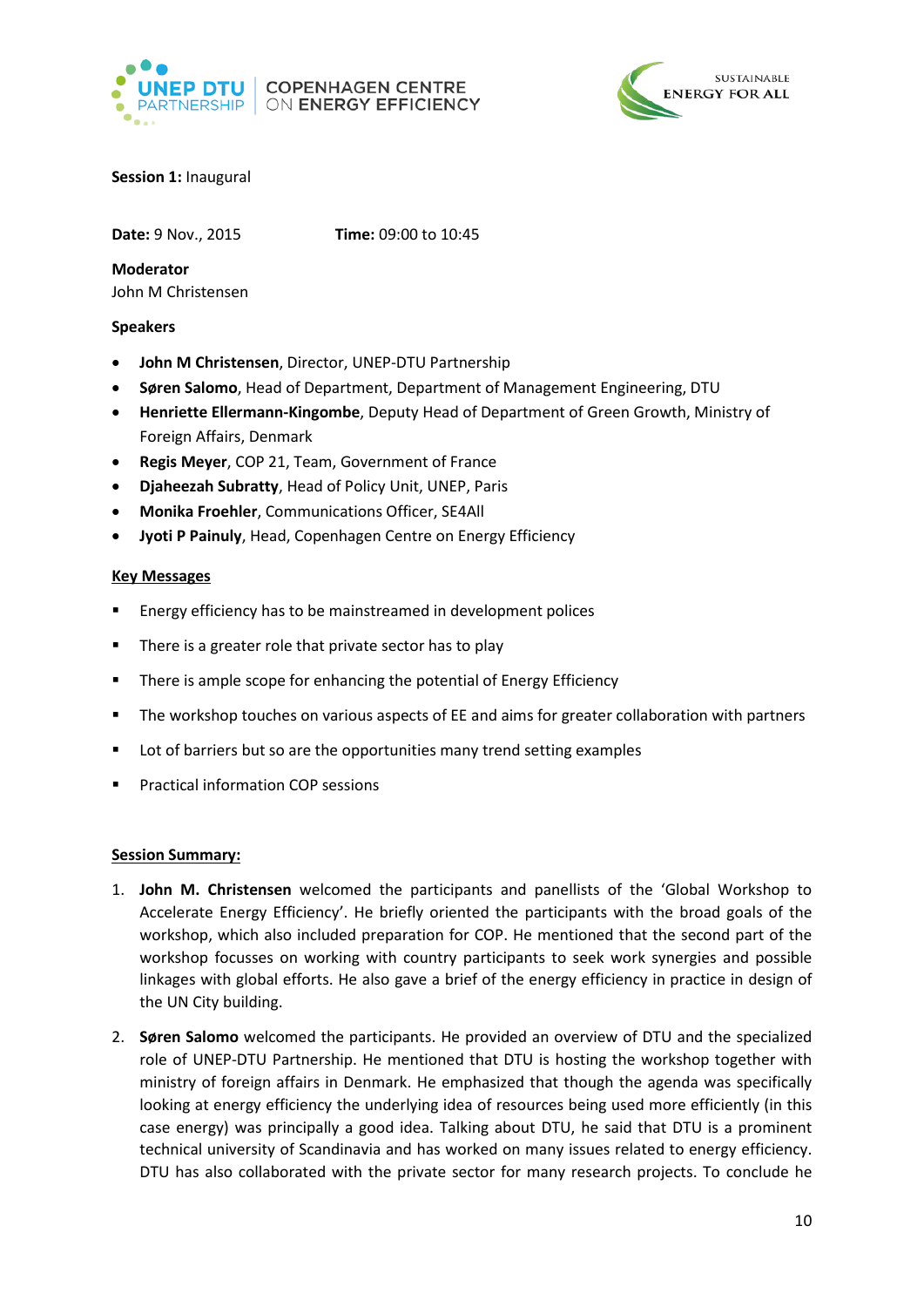**Session 1:** Inaugural

**Date:** 9 Nov., 2015 **Time:** 09:00 to 10:45

**Moderator**
John M Christensen

**Speakers**

- **John M Christensen**, Director, UNEP-DTU Partnership
- **Søren Salomo**, Head of Department, Department of Management Engineering, DTU
- **Henriette Ellermann-Kingombe**, Deputy Head of Department of Green Growth, Ministry of Foreign Affairs, Denmark
- **Regis Meyer**, COP 21, Team, Government of France
- **Djaheezah Subratty**, Head of Policy Unit, UNEP, Paris
- **Monika Froehler**, Communications Officer, SE4All
- **Jyoti P Painuly**, Head, Copenhagen Centre on Energy Efficiency

**Key Messages**

- Energy efficiency has to be mainstreamed in development polices
- There is a greater role that private sector has to play
- There is ample scope for enhancing the potential of Energy Efficiency
- The workshop touches on various aspects of EE and aims for greater collaboration with partners
- Lot of barriers but so are the opportunities many trend setting examples
- Practical information COP sessions

**Session Summary:**

1. **John M. Christensen** welcomed the participants and panellists of the 'Global Workshop to Accelerate Energy Efficiency'. He briefly oriented the participants with the broad goals of the workshop, which also included preparation for COP. He mentioned that the second part of the workshop focusses on working with country participants to seek work synergies and possible linkages with global efforts. He also gave a brief of the energy efficiency in practice in design of the UN City building.
2. **Søren Salomo** welcomed the participants. He provided an overview of DTU and the specialized role of UNEP-DTU Partnership. He mentioned that DTU is hosting the workshop together with ministry of foreign affairs in Denmark. He emphasized that though the agenda was specifically looking at energy efficiency the underlying idea of resources being used more efficiently (in this case energy) was principally a good idea. Talking about DTU, he said that DTU is a prominent technical university of Scandinavia and has worked on many issues related to energy efficiency. DTU has also collaborated with the private sector for many research projects. To conclude he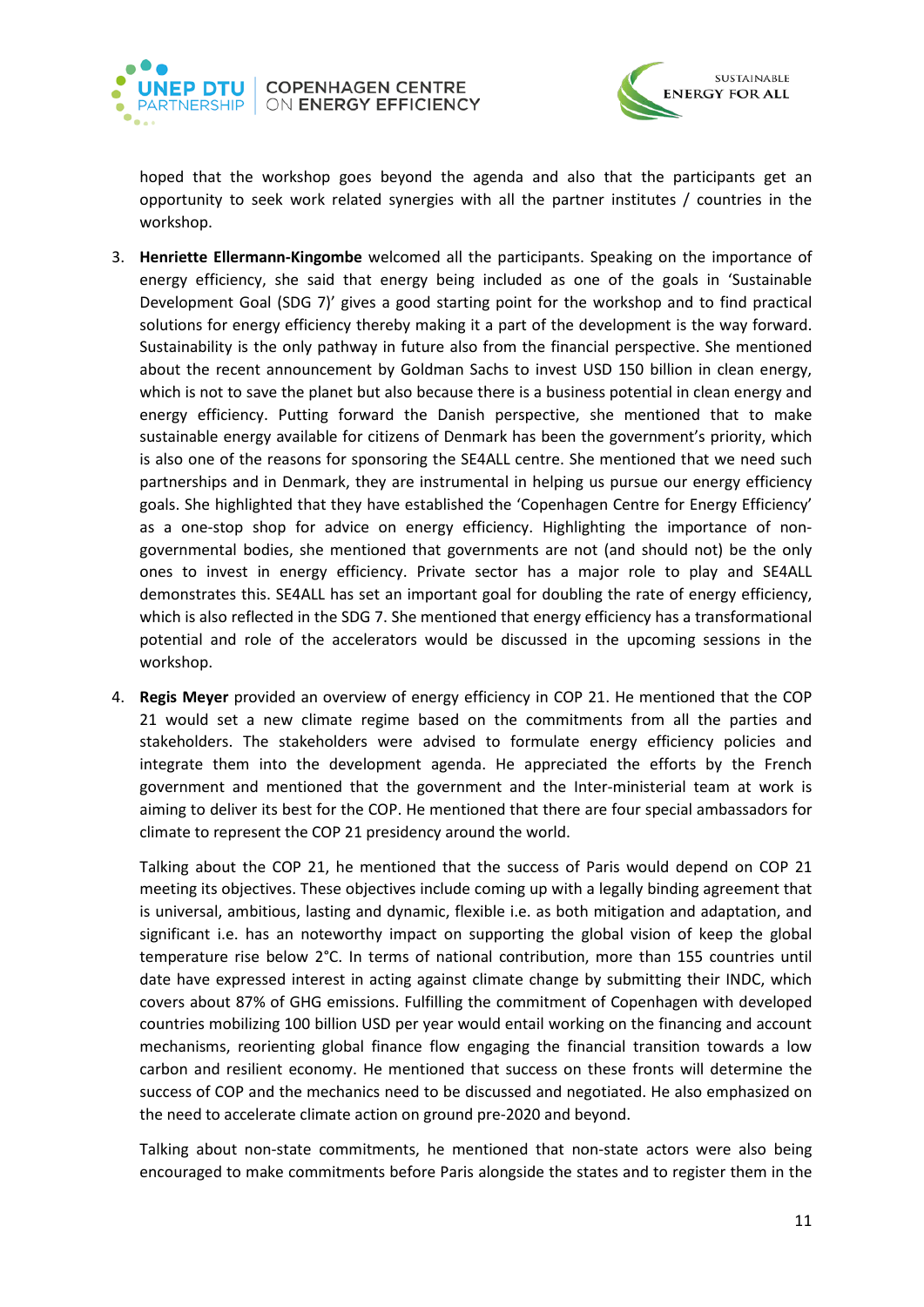hoped that the workshop goes beyond the agenda and also that the participants get an opportunity to seek work related synergies with all the partner institutes / countries in the workshop.

3. **Henriette Ellermann-Kingombe** welcomed all the participants. Speaking on the importance of energy efficiency, she said that energy being included as one of the goals in 'Sustainable Development Goal (SDG 7)' gives a good starting point for the workshop and to find practical solutions for energy efficiency thereby making it a part of the development is the way forward. Sustainability is the only pathway in future also from the financial perspective. She mentioned about the recent announcement by Goldman Sachs to invest USD 150 billion in clean energy, which is not to save the planet but also because there is a business potential in clean energy and energy efficiency. Putting forward the Danish perspective, she mentioned that to make sustainable energy available for citizens of Denmark has been the government's priority, which is also one of the reasons for sponsoring the SE4ALL centre. She mentioned that we need such partnerships and in Denmark, they are instrumental in helping us pursue our energy efficiency goals. She highlighted that they have established the 'Copenhagen Centre for Energy Efficiency' as a one-stop shop for advice on energy efficiency. Highlighting the importance of non-governmental bodies, she mentioned that governments are not (and should not) be the only ones to invest in energy efficiency. Private sector has a major role to play and SE4ALL demonstrates this. SE4ALL has set an important goal for doubling the rate of energy efficiency, which is also reflected in the SDG 7. She mentioned that energy efficiency has a transformational potential and role of the accelerators would be discussed in the upcoming sessions in the workshop.

4. **Regis Meyer** provided an overview of energy efficiency in COP 21. He mentioned that the COP 21 would set a new climate regime based on the commitments from all the parties and stakeholders. The stakeholders were advised to formulate energy efficiency policies and integrate them into the development agenda. He appreciated the efforts by the French government and mentioned that the government and the Inter-ministerial team at work is aiming to deliver its best for the COP. He mentioned that there are four special ambassadors for climate to represent the COP 21 presidency around the world.

   Talking about the COP 21, he mentioned that the success of Paris would depend on COP 21 meeting its objectives. These objectives include coming up with a legally binding agreement that is universal, ambitious, lasting and dynamic, flexible i.e. as both mitigation and adaptation, and significant i.e. has an noteworthy impact on supporting the global vision of keep the global temperature rise below 2°C. In terms of national contribution, more than 155 countries until date have expressed interest in acting against climate change by submitting their INDC, which covers about 87% of GHG emissions. Fulfilling the commitment of Copenhagen with developed countries mobilizing 100 billion USD per year would entail working on the financing and account mechanisms, reorienting global finance flow engaging the financial transition towards a low carbon and resilient economy. He mentioned that success on these fronts will determine the success of COP and the mechanics need to be discussed and negotiated. He also emphasized on the need to accelerate climate action on ground pre-2020 and beyond.

   Talking about non-state commitments, he mentioned that non-state actors were also being encouraged to make commitments before Paris alongside the states and to register them in the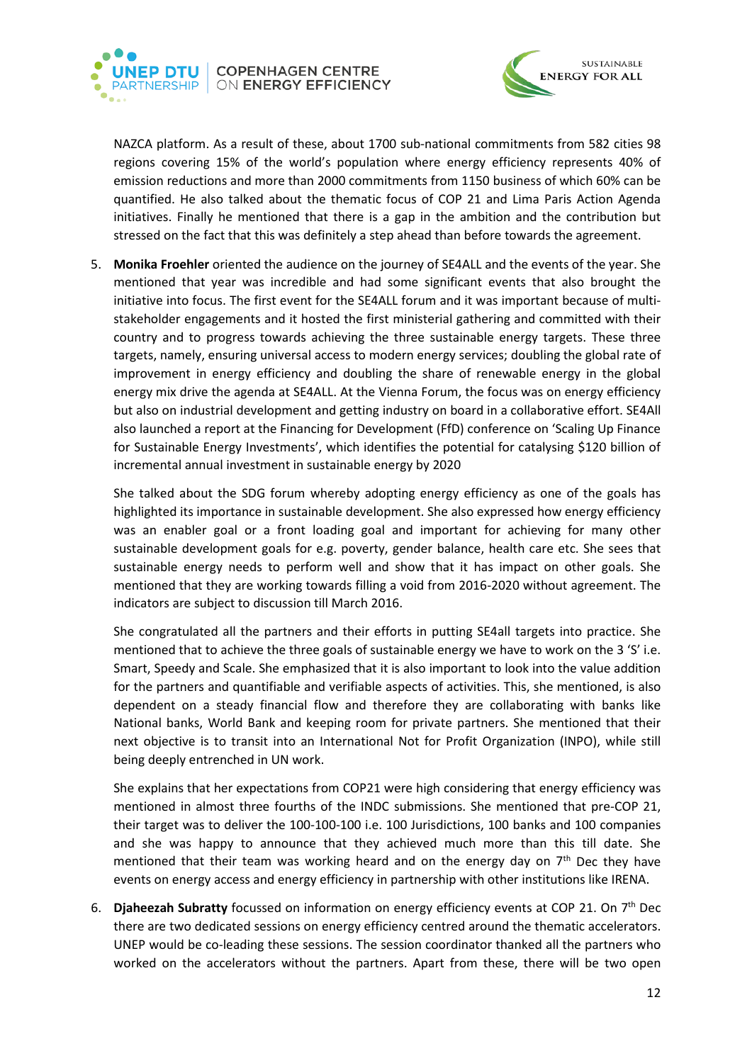NAZCA platform. As a result of these, about 1700 sub-national commitments from 582 cities 98 regions covering 15% of the world's population where energy efficiency represents 40% of emission reductions and more than 2000 commitments from 1150 business of which 60% can be quantified. He also talked about the thematic focus of COP 21 and Lima Paris Action Agenda initiatives. Finally he mentioned that there is a gap in the ambition and the contribution but stressed on the fact that this was definitely a step ahead than before towards the agreement.

5. **Monika Froehler** oriented the audience on the journey of SE4ALL and the events of the year. She mentioned that year was incredible and had some significant events that also brought the initiative into focus. The first event for the SE4ALL forum and it was important because of multi-stakeholder engagements and it hosted the first ministerial gathering and committed with their country and to progress towards achieving the three sustainable energy targets. These three targets, namely, ensuring universal access to modern energy services; doubling the global rate of improvement in energy efficiency and doubling the share of renewable energy in the global energy mix drive the agenda at SE4ALL. At the Vienna Forum, the focus was on energy efficiency but also on industrial development and getting industry on board in a collaborative effort. SE4All also launched a report at the Financing for Development (FfD) conference on 'Scaling Up Finance for Sustainable Energy Investments', which identifies the potential for catalysing $120 billion of incremental annual investment in sustainable energy by 2020

   She talked about the SDG forum whereby adopting energy efficiency as one of the goals has highlighted its importance in sustainable development. She also expressed how energy efficiency was an enabler goal or a front loading goal and important for achieving for many other sustainable development goals for e.g. poverty, gender balance, health care etc. She sees that sustainable energy needs to perform well and show that it has impact on other goals. She mentioned that they are working towards filling a void from 2016-2020 without agreement. The indicators are subject to discussion till March 2016.

   She congratulated all the partners and their efforts in putting SE4all targets into practice. She mentioned that to achieve the three goals of sustainable energy we have to work on the 3 'S' i.e. Smart, Speedy and Scale. She emphasized that it is also important to look into the value addition for the partners and quantifiable and verifiable aspects of activities. This, she mentioned, is also dependent on a steady financial flow and therefore they are collaborating with banks like National banks, World Bank and keeping room for private partners. She mentioned that their next objective is to transit into an International Not for Profit Organization (INPO), while still being deeply entrenched in UN work.

   She explains that her expectations from COP21 were high considering that energy efficiency was mentioned in almost three fourths of the INDC submissions. She mentioned that pre-COP 21, their target was to deliver the 100-100-100 i.e. 100 Jurisdictions, 100 banks and 100 companies and she was happy to announce that they achieved much more than this till date. She mentioned that their team was working heard and on the energy day on 7th Dec they have events on energy access and energy efficiency in partnership with other institutions like IRENA.

6. **Djaheezah Subratty** focussed on information on energy efficiency events at COP 21. On 7th Dec there are two dedicated sessions on energy efficiency centred around the thematic accelerators. UNEP would be co-leading these sessions. The session coordinator thanked all the partners who worked on the accelerators without the partners. Apart from these, there will be two open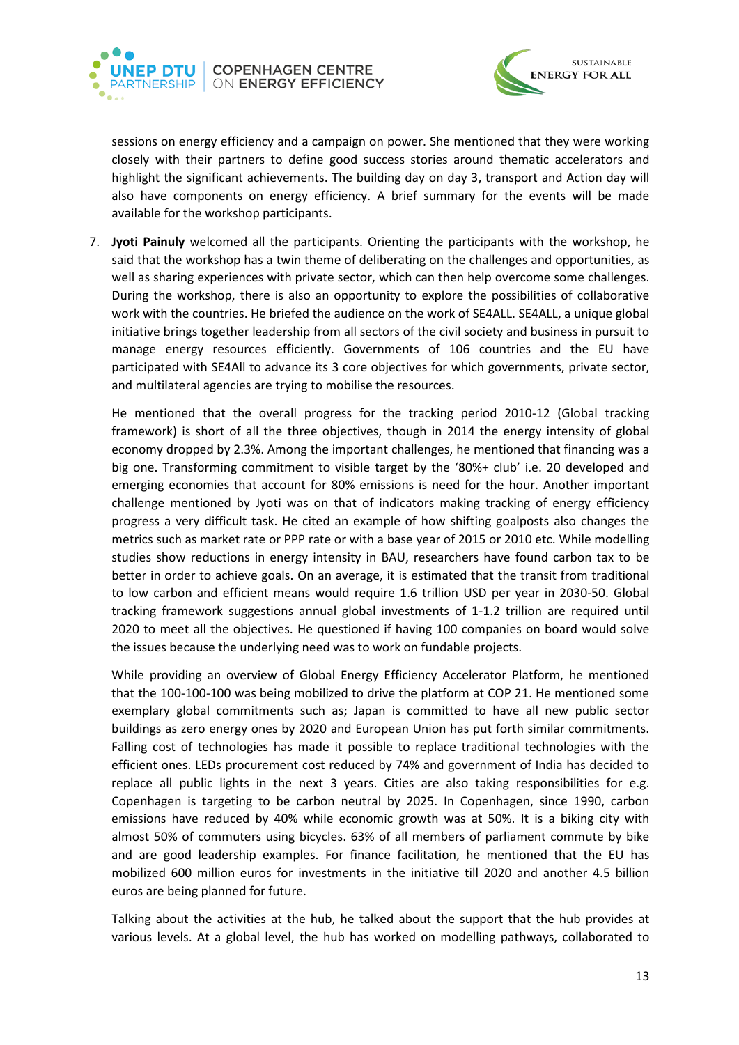sessions on energy efficiency and a campaign on power. She mentioned that they were working closely with their partners to define good success stories around thematic accelerators and highlight the significant achievements. The building day on day 3, transport and Action day will also have components on energy efficiency. A brief summary for the events will be made available for the workshop participants.

7. **Jyoti Painuly** welcomed all the participants. Orienting the participants with the workshop, he said that the workshop has a twin theme of deliberating on the challenges and opportunities, as well as sharing experiences with private sector, which can then help overcome some challenges. During the workshop, there is also an opportunity to explore the possibilities of collaborative work with the countries. He briefed the audience on the work of SE4ALL. SE4ALL, a unique global initiative brings together leadership from all sectors of the civil society and business in pursuit to manage energy resources efficiently. Governments of 106 countries and the EU have participated with SE4All to advance its 3 core objectives for which governments, private sector, and multilateral agencies are trying to mobilise the resources.

   He mentioned that the overall progress for the tracking period 2010-12 (Global tracking framework) is short of all the three objectives, though in 2014 the energy intensity of global economy dropped by 2.3%. Among the important challenges, he mentioned that financing was a big one. Transforming commitment to visible target by the '80%+ club' i.e. 20 developed and emerging economies that account for 80% emissions is need for the hour. Another important challenge mentioned by Jyoti was on that of indicators making tracking of energy efficiency progress a very difficult task. He cited an example of how shifting goalposts also changes the metrics such as market rate or PPP rate or with a base year of 2015 or 2010 etc. While modelling studies show reductions in energy intensity in BAU, researchers have found carbon tax to be better in order to achieve goals. On an average, it is estimated that the transit from traditional to low carbon and efficient means would require 1.6 trillion USD per year in 2030-50. Global tracking framework suggestions annual global investments of 1-1.2 trillion are required until 2020 to meet all the objectives. He questioned if having 100 companies on board would solve the issues because the underlying need was to work on fundable projects.

   While providing an overview of Global Energy Efficiency Accelerator Platform, he mentioned that the 100-100-100 was being mobilized to drive the platform at COP 21. He mentioned some exemplary global commitments such as; Japan is committed to have all new public sector buildings as zero energy ones by 2020 and European Union has put forth similar commitments. Falling cost of technologies has made it possible to replace traditional technologies with the efficient ones. LEDs procurement cost reduced by 74% and government of India has decided to replace all public lights in the next 3 years. Cities are also taking responsibilities for e.g. Copenhagen is targeting to be carbon neutral by 2025. In Copenhagen, since 1990, carbon emissions have reduced by 40% while economic growth was at 50%. It is a biking city with almost 50% of commuters using bicycles. 63% of all members of parliament commute by bike and are good leadership examples. For finance facilitation, he mentioned that the EU has mobilized 600 million euros for investments in the initiative till 2020 and another 4.5 billion euros are being planned for future.

   Talking about the activities at the hub, he talked about the support that the hub provides at various levels. At a global level, the hub has worked on modelling pathways, collaborated to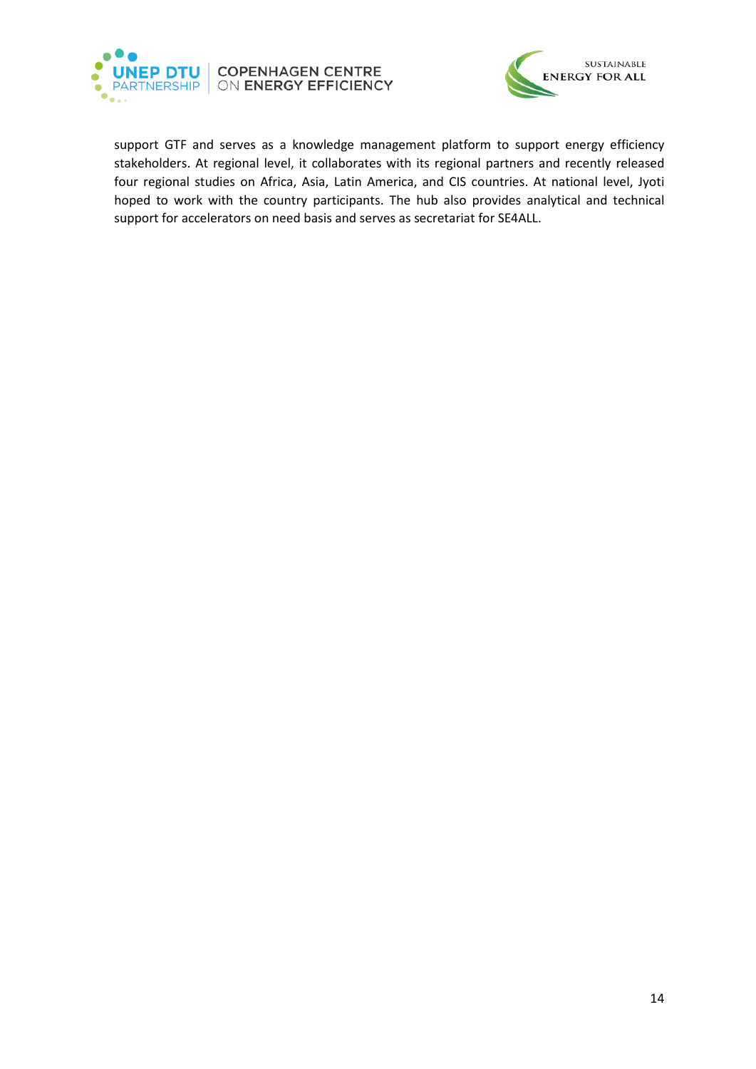support GTF and serves as a knowledge management platform to support energy efficiency stakeholders. At regional level, it collaborates with its regional partners and recently released four regional studies on Africa, Asia, Latin America, and CIS countries. At national level, Jyoti hoped to work with the country participants. The hub also provides analytical and technical support for accelerators on need basis and serves as secretariat for SE4ALL.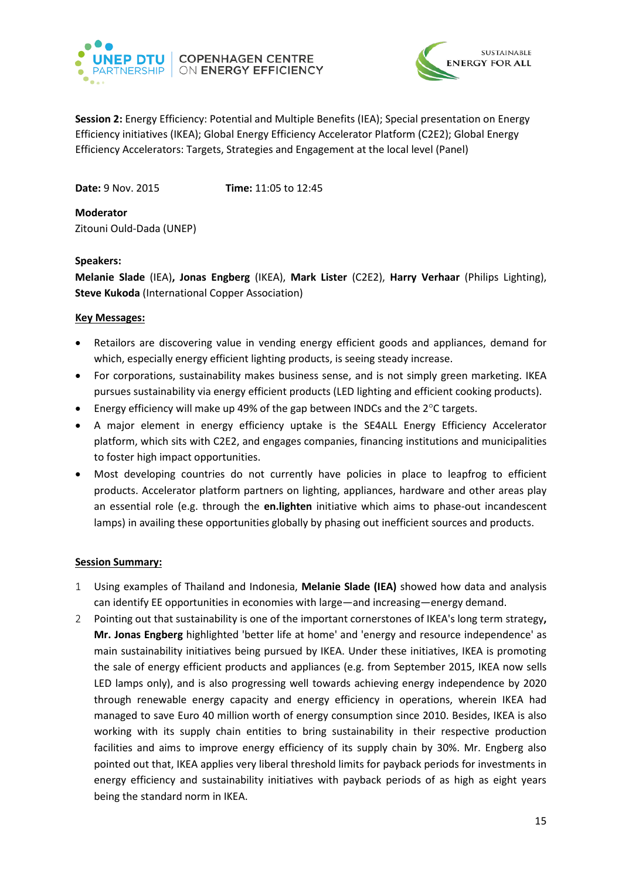**Session 2:** Energy Efficiency: Potential and Multiple Benefits (IEA); Special presentation on Energy Efficiency initiatives (IKEA); Global Energy Efficiency Accelerator Platform (C2E2); Global Energy Efficiency Accelerators: Targets, Strategies and Engagement at the local level (Panel)

**Date:** 9 Nov. 2015 **Time:** 11:05 to 12:45

**Moderator**
Zitouni Ould-Dada (UNEP)

**Speakers:**
**Melanie Slade** (IEA)**, Jonas Engberg** (IKEA), **Mark Lister** (C2E2), **Harry Verhaar** (Philips Lighting), **Steve Kukoda** (International Copper Association)

**Key Messages:**

- Retailors are discovering value in vending energy efficient goods and appliances, demand for which, especially energy efficient lighting products, is seeing steady increase.
- For corporations, sustainability makes business sense, and is not simply green marketing. IKEA pursues sustainability via energy efficient products (LED lighting and efficient cooking products).
- Energy efficiency will make up 49% of the gap between INDCs and the 2°C targets.
- A major element in energy efficiency uptake is the SE4ALL Energy Efficiency Accelerator platform, which sits with C2E2, and engages companies, financing institutions and municipalities to foster high impact opportunities.
- Most developing countries do not currently have policies in place to leapfrog to efficient products. Accelerator platform partners on lighting, appliances, hardware and other areas play an essential role (e.g. through the **en.lighten** initiative which aims to phase-out incandescent lamps) in availing these opportunities globally by phasing out inefficient sources and products.

**Session Summary:**

1. Using examples of Thailand and Indonesia, **Melanie Slade (IEA)** showed how data and analysis can identify EE opportunities in economies with large—and increasing—energy demand.
2. Pointing out that sustainability is one of the important cornerstones of IKEA's long term strategy**, Mr. Jonas Engberg** highlighted 'better life at home' and 'energy and resource independence' as main sustainability initiatives being pursued by IKEA. Under these initiatives, IKEA is promoting the sale of energy efficient products and appliances (e.g. from September 2015, IKEA now sells LED lamps only), and is also progressing well towards achieving energy independence by 2020 through renewable energy capacity and energy efficiency in operations, wherein IKEA had managed to save Euro 40 million worth of energy consumption since 2010. Besides, IKEA is also working with its supply chain entities to bring sustainability in their respective production facilities and aims to improve energy efficiency of its supply chain by 30%. Mr. Engberg also pointed out that, IKEA applies very liberal threshold limits for payback periods for investments in energy efficiency and sustainability initiatives with payback periods of as high as eight years being the standard norm in IKEA.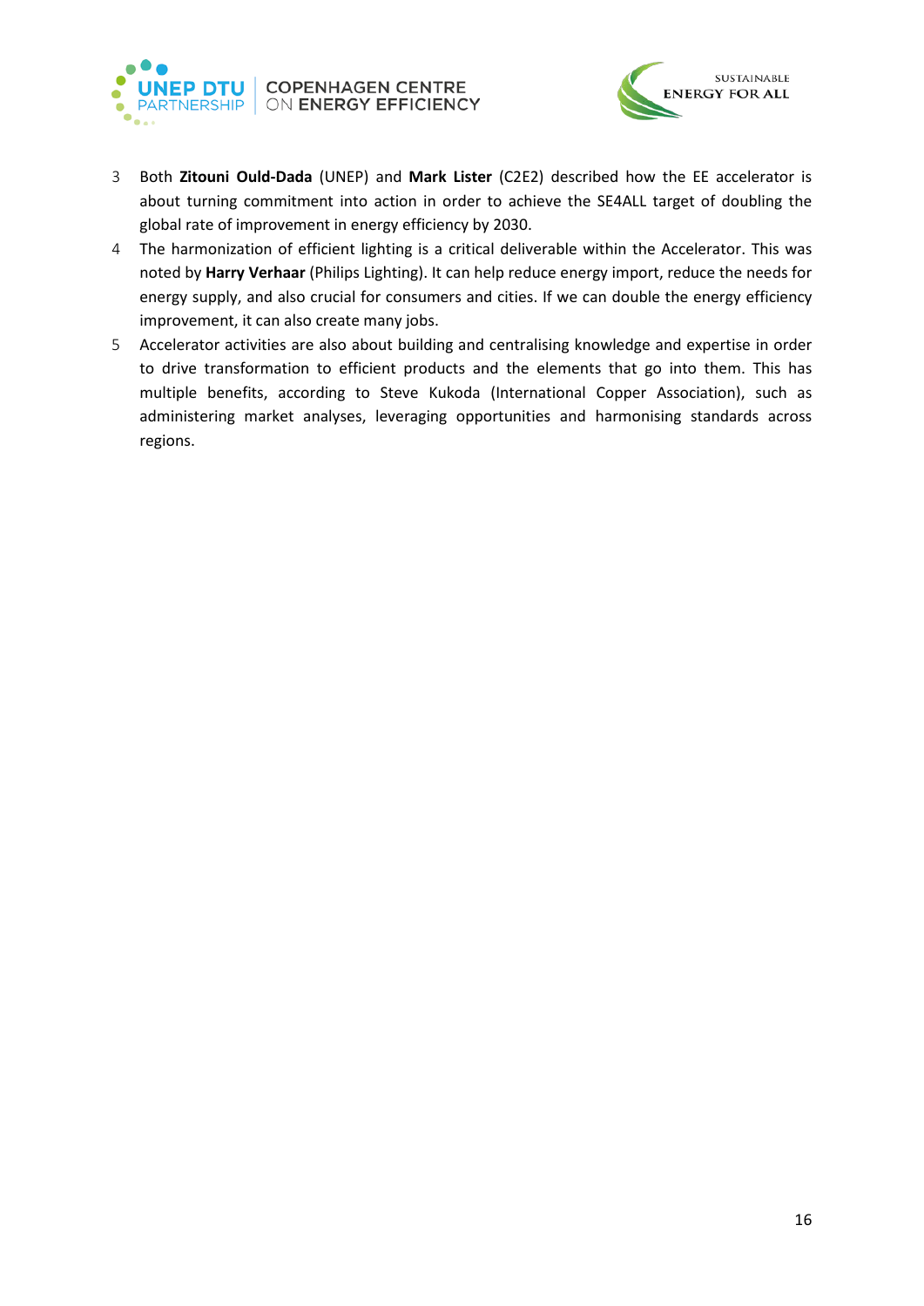3. Both **Zitouni Ould-Dada** (UNEP) and **Mark Lister** (C2E2) described how the EE accelerator is about turning commitment into action in order to achieve the SE4ALL target of doubling the global rate of improvement in energy efficiency by 2030.
4. The harmonization of efficient lighting is a critical deliverable within the Accelerator. This was noted by **Harry Verhaar** (Philips Lighting). It can help reduce energy import, reduce the needs for energy supply, and also crucial for consumers and cities. If we can double the energy efficiency improvement, it can also create many jobs.
5. Accelerator activities are also about building and centralising knowledge and expertise in order to drive transformation to efficient products and the elements that go into them. This has multiple benefits, according to Steve Kukoda (International Copper Association), such as administering market analyses, leveraging opportunities and harmonising standards across regions.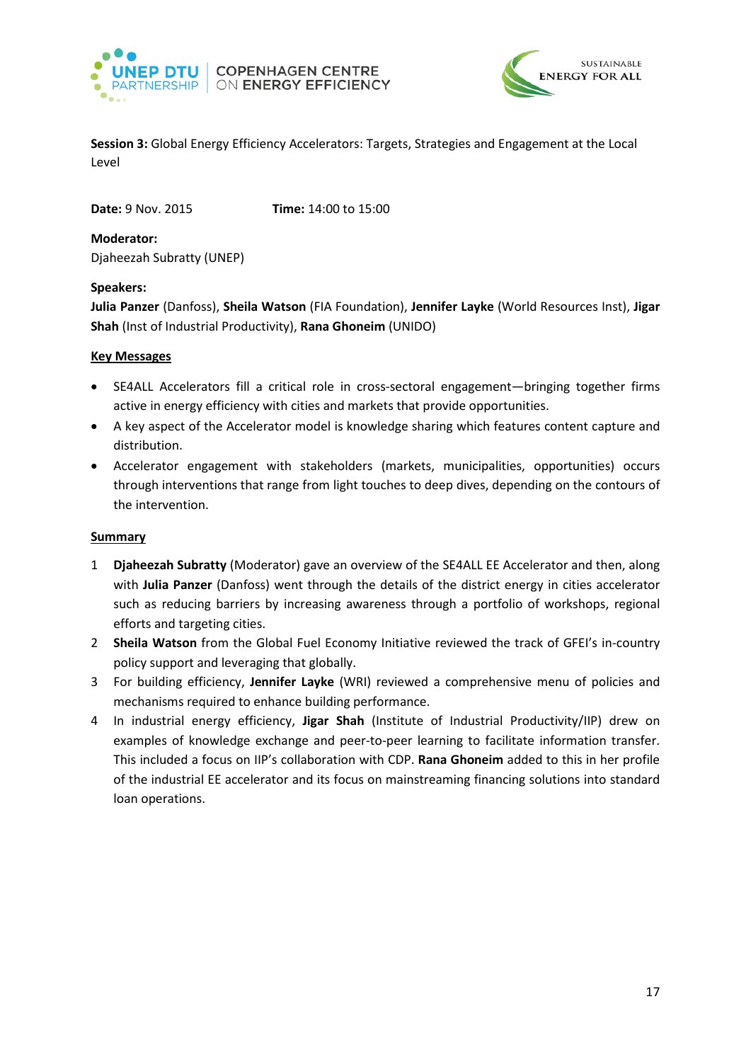**Session 3:** Global Energy Efficiency Accelerators: Targets, Strategies and Engagement at the Local Level

**Date:** 9 Nov. 2015 **Time:** 14:00 to 15:00

**Moderator:**
Djaheezah Subratty (UNEP)

**Speakers:**
**Julia Panzer** (Danfoss), **Sheila Watson** (FIA Foundation), **Jennifer Layke** (World Resources Inst), **Jigar Shah** (Inst of Industrial Productivity), **Rana Ghoneim** (UNIDO)

**Key Messages**

- SE4ALL Accelerators fill a critical role in cross-sectoral engagement—bringing together firms active in energy efficiency with cities and markets that provide opportunities.
- A key aspect of the Accelerator model is knowledge sharing which features content capture and distribution.
- Accelerator engagement with stakeholders (markets, municipalities, opportunities) occurs through interventions that range from light touches to deep dives, depending on the contours of the intervention.

**Summary**

1. **Djaheezah Subratty** (Moderator) gave an overview of the SE4ALL EE Accelerator and then, along with **Julia Panzer** (Danfoss) went through the details of the district energy in cities accelerator such as reducing barriers by increasing awareness through a portfolio of workshops, regional efforts and targeting cities.
2. **Sheila Watson** from the Global Fuel Economy Initiative reviewed the track of GFEI's in-country policy support and leveraging that globally.
3. For building efficiency, **Jennifer Layke** (WRI) reviewed a comprehensive menu of policies and mechanisms required to enhance building performance.
4. In industrial energy efficiency, **Jigar Shah** (Institute of Industrial Productivity/IIP) drew on examples of knowledge exchange and peer-to-peer learning to facilitate information transfer. This included a focus on IIP's collaboration with CDP. **Rana Ghoneim** added to this in her profile of the industrial EE accelerator and its focus on mainstreaming financing solutions into standard loan operations.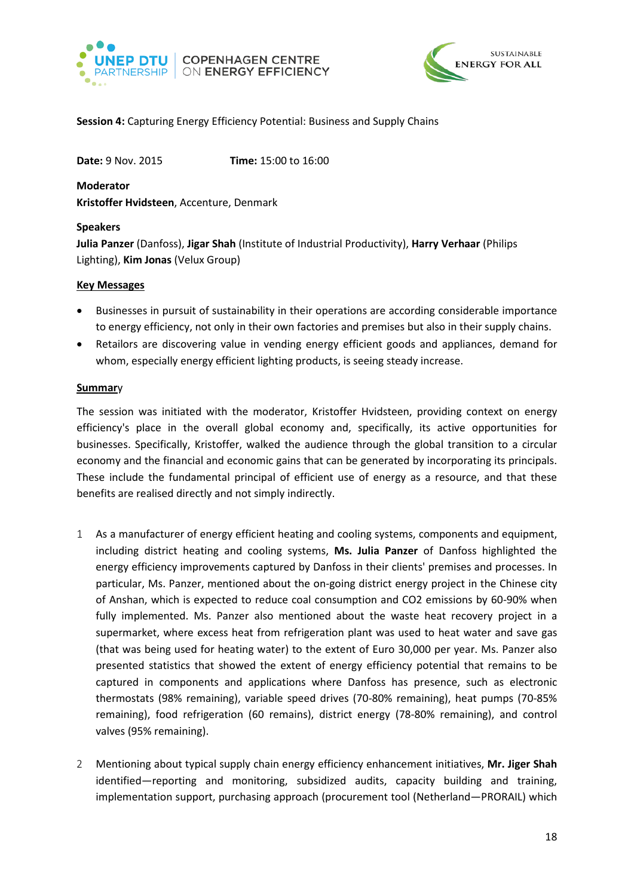**Session 4:** Capturing Energy Efficiency Potential: Business and Supply Chains

**Date:** 9 Nov. 2015 **Time:** 15:00 to 16:00

**Moderator**

**Kristoffer Hvidsteen**, Accenture, Denmark

**Speakers**

**Julia Panzer** (Danfoss), **Jigar Shah** (Institute of Industrial Productivity), **Harry Verhaar** (Philips Lighting), **Kim Jonas** (Velux Group)

**Key Messages**

- Businesses in pursuit of sustainability in their operations are according considerable importance to energy efficiency, not only in their own factories and premises but also in their supply chains.
- Retailors are discovering value in vending energy efficient goods and appliances, demand for whom, especially energy efficient lighting products, is seeing steady increase.

**Summary**

The session was initiated with the moderator, Kristoffer Hvidsteen, providing context on energy efficiency's place in the overall global economy and, specifically, its active opportunities for businesses. Specifically, Kristoffer, walked the audience through the global transition to a circular economy and the financial and economic gains that can be generated by incorporating its principals. These include the fundamental principal of efficient use of energy as a resource, and that these benefits are realised directly and not simply indirectly.

1. As a manufacturer of energy efficient heating and cooling systems, components and equipment, including district heating and cooling systems, **Ms. Julia Panzer** of Danfoss highlighted the energy efficiency improvements captured by Danfoss in their clients' premises and processes. In particular, Ms. Panzer, mentioned about the on-going district energy project in the Chinese city of Anshan, which is expected to reduce coal consumption and CO2 emissions by 60-90% when fully implemented. Ms. Panzer also mentioned about the waste heat recovery project in a supermarket, where excess heat from refrigeration plant was used to heat water and save gas (that was being used for heating water) to the extent of Euro 30,000 per year. Ms. Panzer also presented statistics that showed the extent of energy efficiency potential that remains to be captured in components and applications where Danfoss has presence, such as electronic thermostats (98% remaining), variable speed drives (70-80% remaining), heat pumps (70-85% remaining), food refrigeration (60 remains), district energy (78-80% remaining), and control valves (95% remaining).

2. Mentioning about typical supply chain energy efficiency enhancement initiatives, **Mr. Jiger Shah** identified—reporting and monitoring, subsidized audits, capacity building and training, implementation support, purchasing approach (procurement tool (Netherland—PRORAIL) which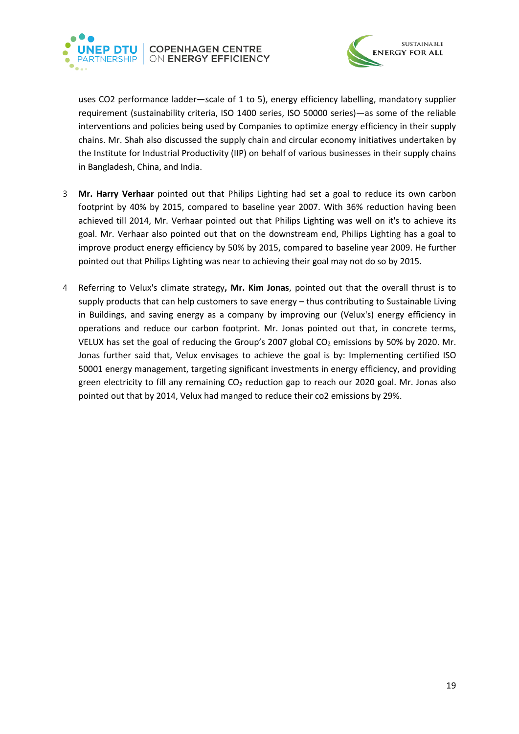uses CO2 performance ladder—scale of 1 to 5), energy efficiency labelling, mandatory supplier requirement (sustainability criteria, ISO 1400 series, ISO 50000 series)—as some of the reliable interventions and policies being used by Companies to optimize energy efficiency in their supply chains. Mr. Shah also discussed the supply chain and circular economy initiatives undertaken by the Institute for Industrial Productivity (IIP) on behalf of various businesses in their supply chains in Bangladesh, China, and India.

3 **Mr. Harry Verhaar** pointed out that Philips Lighting had set a goal to reduce its own carbon footprint by 40% by 2015, compared to baseline year 2007. With 36% reduction having been achieved till 2014, Mr. Verhaar pointed out that Philips Lighting was well on it's to achieve its goal. Mr. Verhaar also pointed out that on the downstream end, Philips Lighting has a goal to improve product energy efficiency by 50% by 2015, compared to baseline year 2009. He further pointed out that Philips Lighting was near to achieving their goal may not do so by 2015.

4 Referring to Velux's climate strategy**, Mr. Kim Jonas**, pointed out that the overall thrust is to supply products that can help customers to save energy – thus contributing to Sustainable Living in Buildings, and saving energy as a company by improving our (Velux's) energy efficiency in operations and reduce our carbon footprint. Mr. Jonas pointed out that, in concrete terms, VELUX has set the goal of reducing the Group's 2007 global $CO_2$ emissions by 50% by 2020. Mr. Jonas further said that, Velux envisages to achieve the goal is by: Implementing certified ISO 50001 energy management, targeting significant investments in energy efficiency, and providing green electricity to fill any remaining $CO_2$ reduction gap to reach our 2020 goal. Mr. Jonas also pointed out that by 2014, Velux had manged to reduce their co2 emissions by 29%.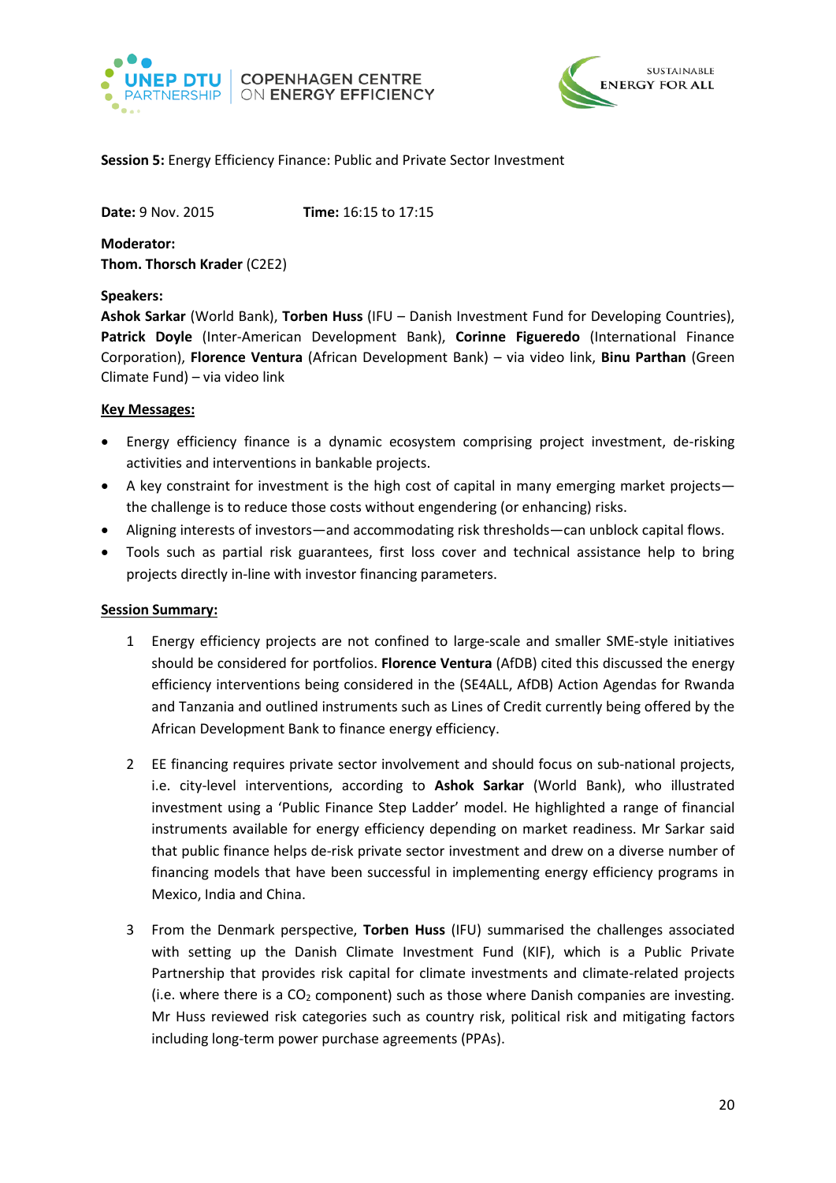**Session 5:** Energy Efficiency Finance: Public and Private Sector Investment

**Date:** 9 Nov. 2015 **Time:** 16:15 to 17:15

**Moderator:**
**Thom. Thorsch Krader** (C2E2)

**Speakers:**
**Ashok Sarkar** (World Bank), **Torben Huss** (IFU – Danish Investment Fund for Developing Countries), **Patrick Doyle** (Inter-American Development Bank), **Corinne Figueredo** (International Finance Corporation), **Florence Ventura** (African Development Bank) – via video link, **Binu Parthan** (Green Climate Fund) – via video link

**Key Messages:**

- Energy efficiency finance is a dynamic ecosystem comprising project investment, de-risking activities and interventions in bankable projects.
- A key constraint for investment is the high cost of capital in many emerging market projects—the challenge is to reduce those costs without engendering (or enhancing) risks.
- Aligning interests of investors—and accommodating risk thresholds—can unblock capital flows.
- Tools such as partial risk guarantees, first loss cover and technical assistance help to bring projects directly in-line with investor financing parameters.

**Session Summary:**

1. Energy efficiency projects are not confined to large-scale and smaller SME-style initiatives should be considered for portfolios. **Florence Ventura** (AfDB) cited this discussed the energy efficiency interventions being considered in the (SE4ALL, AfDB) Action Agendas for Rwanda and Tanzania and outlined instruments such as Lines of Credit currently being offered by the African Development Bank to finance energy efficiency.

2. EE financing requires private sector involvement and should focus on sub-national projects, i.e. city-level interventions, according to **Ashok Sarkar** (World Bank), who illustrated investment using a 'Public Finance Step Ladder' model. He highlighted a range of financial instruments available for energy efficiency depending on market readiness. Mr Sarkar said that public finance helps de-risk private sector investment and drew on a diverse number of financing models that have been successful in implementing energy efficiency programs in Mexico, India and China.

3. From the Denmark perspective, **Torben Huss** (IFU) summarised the challenges associated with setting up the Danish Climate Investment Fund (KIF), which is a Public Private Partnership that provides risk capital for climate investments and climate-related projects (i.e. where there is a $CO_2$ component) such as those where Danish companies are investing. Mr Huss reviewed risk categories such as country risk, political risk and mitigating factors including long-term power purchase agreements (PPAs).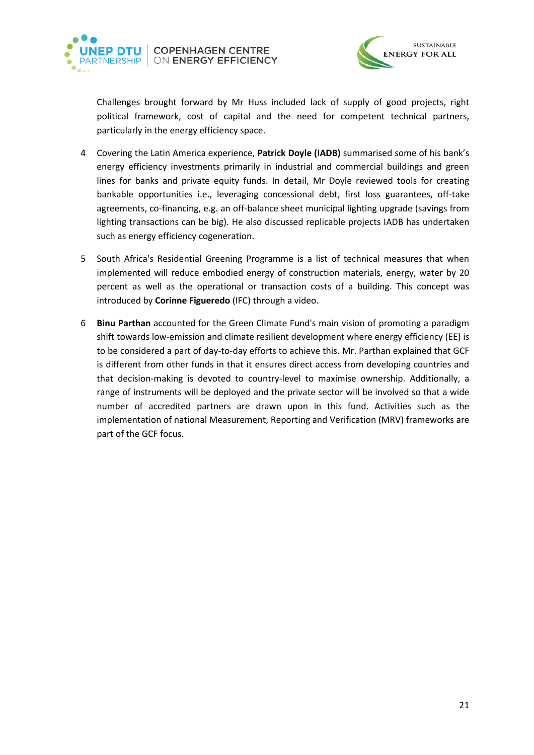Challenges brought forward by Mr Huss included lack of supply of good projects, right political framework, cost of capital and the need for competent technical partners, particularly in the energy efficiency space.

4. Covering the Latin America experience, **Patrick Doyle (IADB)** summarised some of his bank's energy efficiency investments primarily in industrial and commercial buildings and green lines for banks and private equity funds. In detail, Mr Doyle reviewed tools for creating bankable opportunities i.e., leveraging concessional debt, first loss guarantees, off-take agreements, co-financing, e.g. an off-balance sheet municipal lighting upgrade (savings from lighting transactions can be big). He also discussed replicable projects IADB has undertaken such as energy efficiency cogeneration.

5. South Africa's Residential Greening Programme is a list of technical measures that when implemented will reduce embodied energy of construction materials, energy, water by 20 percent as well as the operational or transaction costs of a building. This concept was introduced by **Corinne Figueredo** (IFC) through a video.

6. **Binu Parthan** accounted for the Green Climate Fund's main vision of promoting a paradigm shift towards low-emission and climate resilient development where energy efficiency (EE) is to be considered a part of day-to-day efforts to achieve this. Mr. Parthan explained that GCF is different from other funds in that it ensures direct access from developing countries and that decision-making is devoted to country-level to maximise ownership. Additionally, a range of instruments will be deployed and the private sector will be involved so that a wide number of accredited partners are drawn upon in this fund. Activities such as the implementation of national Measurement, Reporting and Verification (MRV) frameworks are part of the GCF focus.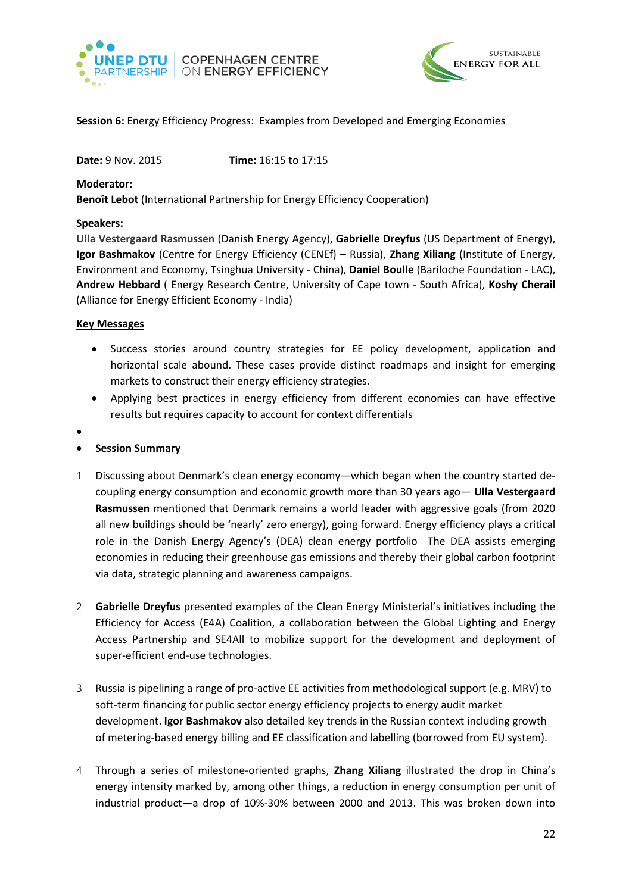**Session 6:** Energy Efficiency Progress: Examples from Developed and Emerging Economies

**Date:** 9 Nov. 2015 **Time:** 16:15 to 17:15

**Moderator:**
**Benoît Lebot** (International Partnership for Energy Efficiency Cooperation)

**Speakers:**
**Ulla Vestergaard Rasmussen** (Danish Energy Agency), **Gabrielle Dreyfus** (US Department of Energy), **Igor Bashmakov** (Centre for Energy Efficiency (CENEf) – Russia), **Zhang Xiliang** (Institute of Energy, Environment and Economy, Tsinghua University - China), **Daniel Boulle** (Bariloche Foundation - LAC), **Andrew Hebbard** ( Energy Research Centre, University of Cape town - South Africa), **Koshy Cherail** (Alliance for Energy Efficient Economy - India)

**Key Messages**

- Success stories around country strategies for EE policy development, application and horizontal scale abound. These cases provide distinct roadmaps and insight for emerging markets to construct their energy efficiency strategies.
- Applying best practices in energy efficiency from different economies can have effective results but requires capacity to account for context differentials

- **Session Summary**

1. Discussing about Denmark's clean energy economy—which began when the country started de-coupling energy consumption and economic growth more than 30 years ago— **Ulla Vestergaard Rasmussen** mentioned that Denmark remains a world leader with aggressive goals (from 2020 all new buildings should be 'nearly' zero energy), going forward. Energy efficiency plays a critical role in the Danish Energy Agency's (DEA) clean energy portfolio The DEA assists emerging economies in reducing their greenhouse gas emissions and thereby their global carbon footprint via data, strategic planning and awareness campaigns.

2. **Gabrielle Dreyfus** presented examples of the Clean Energy Ministerial's initiatives including the Efficiency for Access (E4A) Coalition, a collaboration between the Global Lighting and Energy Access Partnership and SE4All to mobilize support for the development and deployment of super-efficient end-use technologies.

3. Russia is pipelining a range of pro-active EE activities from methodological support (e.g. MRV) to soft-term financing for public sector energy efficiency projects to energy audit market development. **Igor Bashmakov** also detailed key trends in the Russian context including growth of metering-based energy billing and EE classification and labelling (borrowed from EU system).

4. Through a series of milestone-oriented graphs, **Zhang Xiliang** illustrated the drop in China's energy intensity marked by, among other things, a reduction in energy consumption per unit of industrial product—a drop of 10%-30% between 2000 and 2013. This was broken down into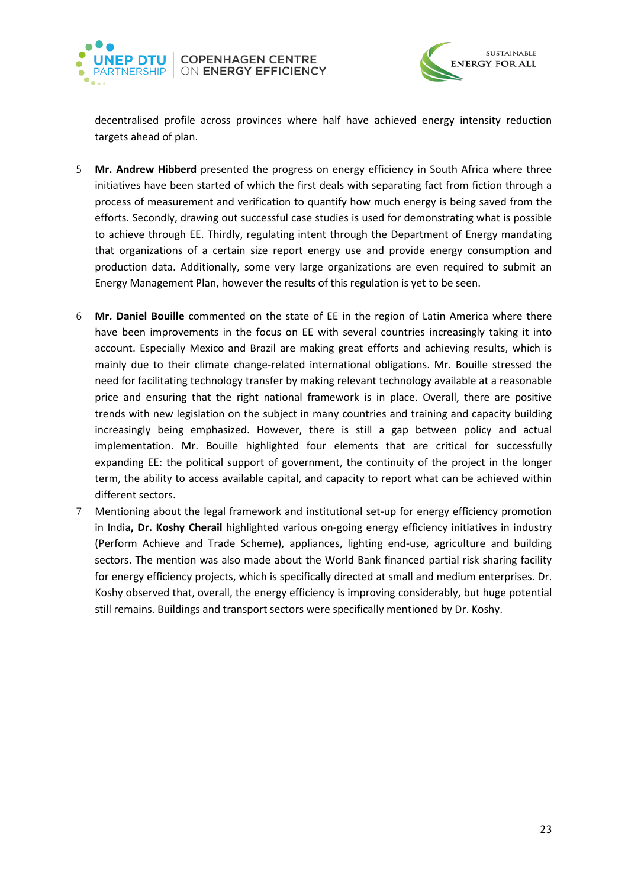decentralised profile across provinces where half have achieved energy intensity reduction targets ahead of plan.

5 **Mr. Andrew Hibberd** presented the progress on energy efficiency in South Africa where three initiatives have been started of which the first deals with separating fact from fiction through a process of measurement and verification to quantify how much energy is being saved from the efforts. Secondly, drawing out successful case studies is used for demonstrating what is possible to achieve through EE. Thirdly, regulating intent through the Department of Energy mandating that organizations of a certain size report energy use and provide energy consumption and production data. Additionally, some very large organizations are even required to submit an Energy Management Plan, however the results of this regulation is yet to be seen.

6 **Mr. Daniel Bouille** commented on the state of EE in the region of Latin America where there have been improvements in the focus on EE with several countries increasingly taking it into account. Especially Mexico and Brazil are making great efforts and achieving results, which is mainly due to their climate change-related international obligations. Mr. Bouille stressed the need for facilitating technology transfer by making relevant technology available at a reasonable price and ensuring that the right national framework is in place. Overall, there are positive trends with new legislation on the subject in many countries and training and capacity building increasingly being emphasized. However, there is still a gap between policy and actual implementation. Mr. Bouille highlighted four elements that are critical for successfully expanding EE: the political support of government, the continuity of the project in the longer term, the ability to access available capital, and capacity to report what can be achieved within different sectors.

7 Mentioning about the legal framework and institutional set-up for energy efficiency promotion in India**, Dr. Koshy Cherail** highlighted various on-going energy efficiency initiatives in industry (Perform Achieve and Trade Scheme), appliances, lighting end-use, agriculture and building sectors. The mention was also made about the World Bank financed partial risk sharing facility for energy efficiency projects, which is specifically directed at small and medium enterprises. Dr. Koshy observed that, overall, the energy efficiency is improving considerably, but huge potential still remains. Buildings and transport sectors were specifically mentioned by Dr. Koshy.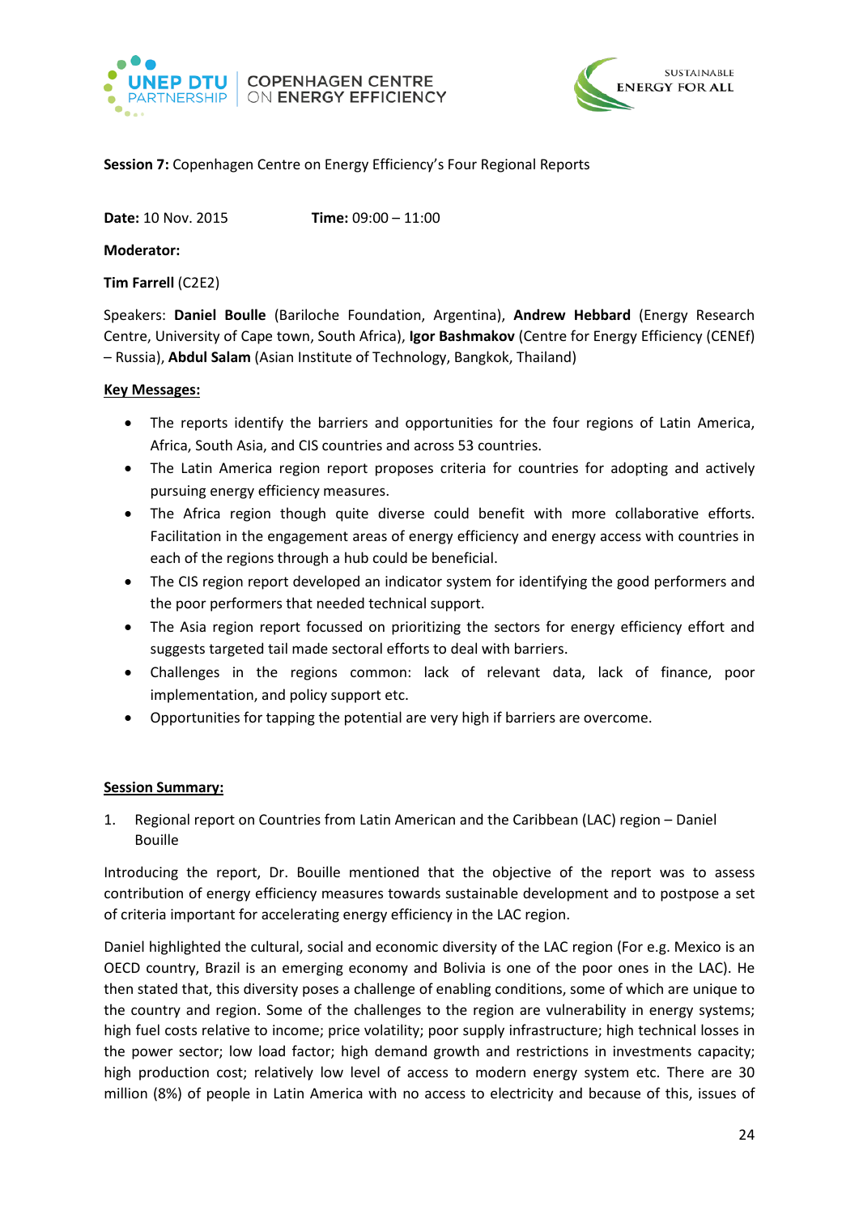**Session 7:** Copenhagen Centre on Energy Efficiency's Four Regional Reports

**Date:** 10 Nov. 2015 **Time:** 09:00 – 11:00

**Moderator:**

**Tim Farrell** (C2E2)

Speakers: **Daniel Boulle** (Bariloche Foundation, Argentina), **Andrew Hebbard** (Energy Research Centre, University of Cape town, South Africa), **Igor Bashmakov** (Centre for Energy Efficiency (CENEf) – Russia), **Abdul Salam** (Asian Institute of Technology, Bangkok, Thailand)

**Key Messages:**

- The reports identify the barriers and opportunities for the four regions of Latin America, Africa, South Asia, and CIS countries and across 53 countries.
- The Latin America region report proposes criteria for countries for adopting and actively pursuing energy efficiency measures.
- The Africa region though quite diverse could benefit with more collaborative efforts. Facilitation in the engagement areas of energy efficiency and energy access with countries in each of the regions through a hub could be beneficial.
- The CIS region report developed an indicator system for identifying the good performers and the poor performers that needed technical support.
- The Asia region report focussed on prioritizing the sectors for energy efficiency effort and suggests targeted tail made sectoral efforts to deal with barriers.
- Challenges in the regions common: lack of relevant data, lack of finance, poor implementation, and policy support etc.
- Opportunities for tapping the potential are very high if barriers are overcome.

**Session Summary:**

1. Regional report on Countries from Latin American and the Caribbean (LAC) region – Daniel Bouille

Introducing the report, Dr. Bouille mentioned that the objective of the report was to assess contribution of energy efficiency measures towards sustainable development and to postpose a set of criteria important for accelerating energy efficiency in the LAC region.

Daniel highlighted the cultural, social and economic diversity of the LAC region (For e.g. Mexico is an OECD country, Brazil is an emerging economy and Bolivia is one of the poor ones in the LAC). He then stated that, this diversity poses a challenge of enabling conditions, some of which are unique to the country and region. Some of the challenges to the region are vulnerability in energy systems; high fuel costs relative to income; price volatility; poor supply infrastructure; high technical losses in the power sector; low load factor; high demand growth and restrictions in investments capacity; high production cost; relatively low level of access to modern energy system etc. There are 30 million (8%) of people in Latin America with no access to electricity and because of this, issues of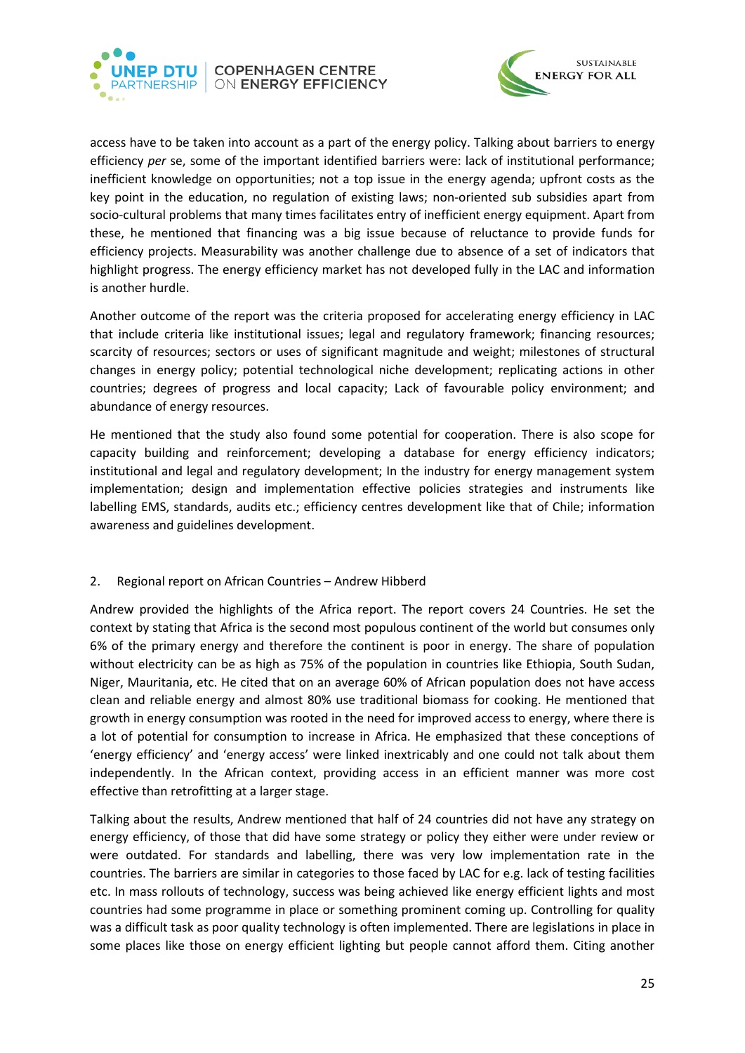access have to be taken into account as a part of the energy policy. Talking about barriers to energy efficiency *per* se, some of the important identified barriers were: lack of institutional performance; inefficient knowledge on opportunities; not a top issue in the energy agenda; upfront costs as the key point in the education, no regulation of existing laws; non-oriented sub subsidies apart from socio-cultural problems that many times facilitates entry of inefficient energy equipment. Apart from these, he mentioned that financing was a big issue because of reluctance to provide funds for efficiency projects. Measurability was another challenge due to absence of a set of indicators that highlight progress. The energy efficiency market has not developed fully in the LAC and information is another hurdle.

Another outcome of the report was the criteria proposed for accelerating energy efficiency in LAC that include criteria like institutional issues; legal and regulatory framework; financing resources; scarcity of resources; sectors or uses of significant magnitude and weight; milestones of structural changes in energy policy; potential technological niche development; replicating actions in other countries; degrees of progress and local capacity; Lack of favourable policy environment; and abundance of energy resources.

He mentioned that the study also found some potential for cooperation. There is also scope for capacity building and reinforcement; developing a database for energy efficiency indicators; institutional and legal and regulatory development; In the industry for energy management system implementation; design and implementation effective policies strategies and instruments like labelling EMS, standards, audits etc.; efficiency centres development like that of Chile; information awareness and guidelines development.

2. Regional report on African Countries – Andrew Hibberd

Andrew provided the highlights of the Africa report. The report covers 24 Countries. He set the context by stating that Africa is the second most populous continent of the world but consumes only 6% of the primary energy and therefore the continent is poor in energy. The share of population without electricity can be as high as 75% of the population in countries like Ethiopia, South Sudan, Niger, Mauritania, etc. He cited that on an average 60% of African population does not have access clean and reliable energy and almost 80% use traditional biomass for cooking. He mentioned that growth in energy consumption was rooted in the need for improved access to energy, where there is a lot of potential for consumption to increase in Africa. He emphasized that these conceptions of 'energy efficiency' and 'energy access' were linked inextricably and one could not talk about them independently. In the African context, providing access in an efficient manner was more cost effective than retrofitting at a larger stage.

Talking about the results, Andrew mentioned that half of 24 countries did not have any strategy on energy efficiency, of those that did have some strategy or policy they either were under review or were outdated. For standards and labelling, there was very low implementation rate in the countries. The barriers are similar in categories to those faced by LAC for e.g. lack of testing facilities etc. In mass rollouts of technology, success was being achieved like energy efficient lights and most countries had some programme in place or something prominent coming up. Controlling for quality was a difficult task as poor quality technology is often implemented. There are legislations in place in some places like those on energy efficient lighting but people cannot afford them. Citing another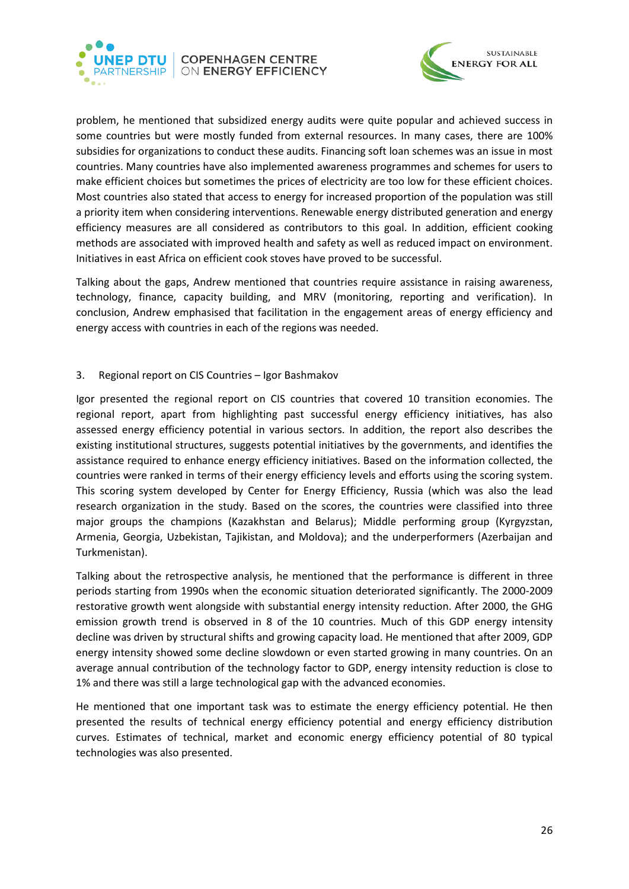problem, he mentioned that subsidized energy audits were quite popular and achieved success in some countries but were mostly funded from external resources. In many cases, there are 100% subsidies for organizations to conduct these audits. Financing soft loan schemes was an issue in most countries. Many countries have also implemented awareness programmes and schemes for users to make efficient choices but sometimes the prices of electricity are too low for these efficient choices. Most countries also stated that access to energy for increased proportion of the population was still a priority item when considering interventions. Renewable energy distributed generation and energy efficiency measures are all considered as contributors to this goal. In addition, efficient cooking methods are associated with improved health and safety as well as reduced impact on environment. Initiatives in east Africa on efficient cook stoves have proved to be successful.

Talking about the gaps, Andrew mentioned that countries require assistance in raising awareness, technology, finance, capacity building, and MRV (monitoring, reporting and verification). In conclusion, Andrew emphasised that facilitation in the engagement areas of energy efficiency and energy access with countries in each of the regions was needed.

3. Regional report on CIS Countries – Igor Bashmakov

Igor presented the regional report on CIS countries that covered 10 transition economies. The regional report, apart from highlighting past successful energy efficiency initiatives, has also assessed energy efficiency potential in various sectors. In addition, the report also describes the existing institutional structures, suggests potential initiatives by the governments, and identifies the assistance required to enhance energy efficiency initiatives. Based on the information collected, the countries were ranked in terms of their energy efficiency levels and efforts using the scoring system. This scoring system developed by Center for Energy Efficiency, Russia (which was also the lead research organization in the study. Based on the scores, the countries were classified into three major groups the champions (Kazakhstan and Belarus); Middle performing group (Kyrgyzstan, Armenia, Georgia, Uzbekistan, Tajikistan, and Moldova); and the underperformers (Azerbaijan and Turkmenistan).

Talking about the retrospective analysis, he mentioned that the performance is different in three periods starting from 1990s when the economic situation deteriorated significantly. The 2000-2009 restorative growth went alongside with substantial energy intensity reduction. After 2000, the GHG emission growth trend is observed in 8 of the 10 countries. Much of this GDP energy intensity decline was driven by structural shifts and growing capacity load. He mentioned that after 2009, GDP energy intensity showed some decline slowdown or even started growing in many countries. On an average annual contribution of the technology factor to GDP, energy intensity reduction is close to 1% and there was still a large technological gap with the advanced economies.

He mentioned that one important task was to estimate the energy efficiency potential. He then presented the results of technical energy efficiency potential and energy efficiency distribution curves. Estimates of technical, market and economic energy efficiency potential of 80 typical technologies was also presented.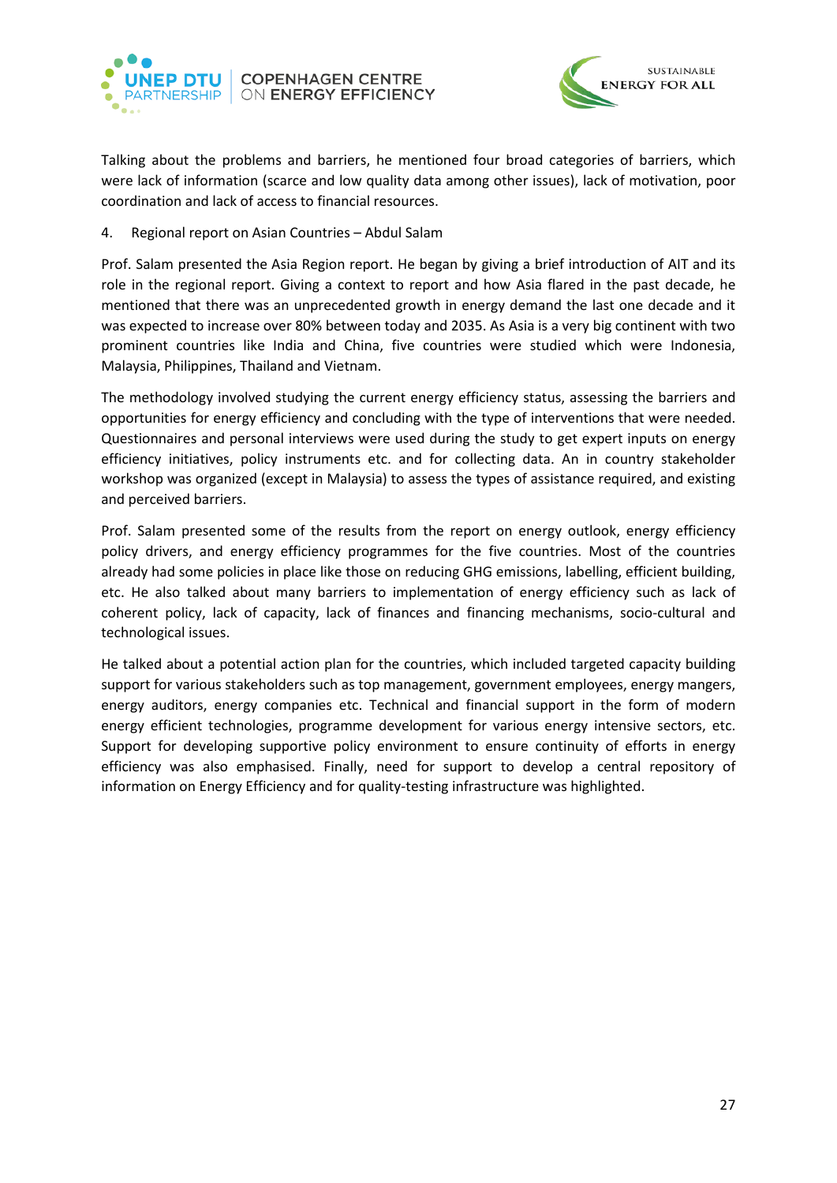Talking about the problems and barriers, he mentioned four broad categories of barriers, which were lack of information (scarce and low quality data among other issues), lack of motivation, poor coordination and lack of access to financial resources.

4. Regional report on Asian Countries – Abdul Salam

Prof. Salam presented the Asia Region report. He began by giving a brief introduction of AIT and its role in the regional report. Giving a context to report and how Asia flared in the past decade, he mentioned that there was an unprecedented growth in energy demand the last one decade and it was expected to increase over 80% between today and 2035. As Asia is a very big continent with two prominent countries like India and China, five countries were studied which were Indonesia, Malaysia, Philippines, Thailand and Vietnam.

The methodology involved studying the current energy efficiency status, assessing the barriers and opportunities for energy efficiency and concluding with the type of interventions that were needed. Questionnaires and personal interviews were used during the study to get expert inputs on energy efficiency initiatives, policy instruments etc. and for collecting data. An in country stakeholder workshop was organized (except in Malaysia) to assess the types of assistance required, and existing and perceived barriers.

Prof. Salam presented some of the results from the report on energy outlook, energy efficiency policy drivers, and energy efficiency programmes for the five countries. Most of the countries already had some policies in place like those on reducing GHG emissions, labelling, efficient building, etc. He also talked about many barriers to implementation of energy efficiency such as lack of coherent policy, lack of capacity, lack of finances and financing mechanisms, socio-cultural and technological issues.

He talked about a potential action plan for the countries, which included targeted capacity building support for various stakeholders such as top management, government employees, energy mangers, energy auditors, energy companies etc. Technical and financial support in the form of modern energy efficient technologies, programme development for various energy intensive sectors, etc. Support for developing supportive policy environment to ensure continuity of efforts in energy efficiency was also emphasised. Finally, need for support to develop a central repository of information on Energy Efficiency and for quality-testing infrastructure was highlighted.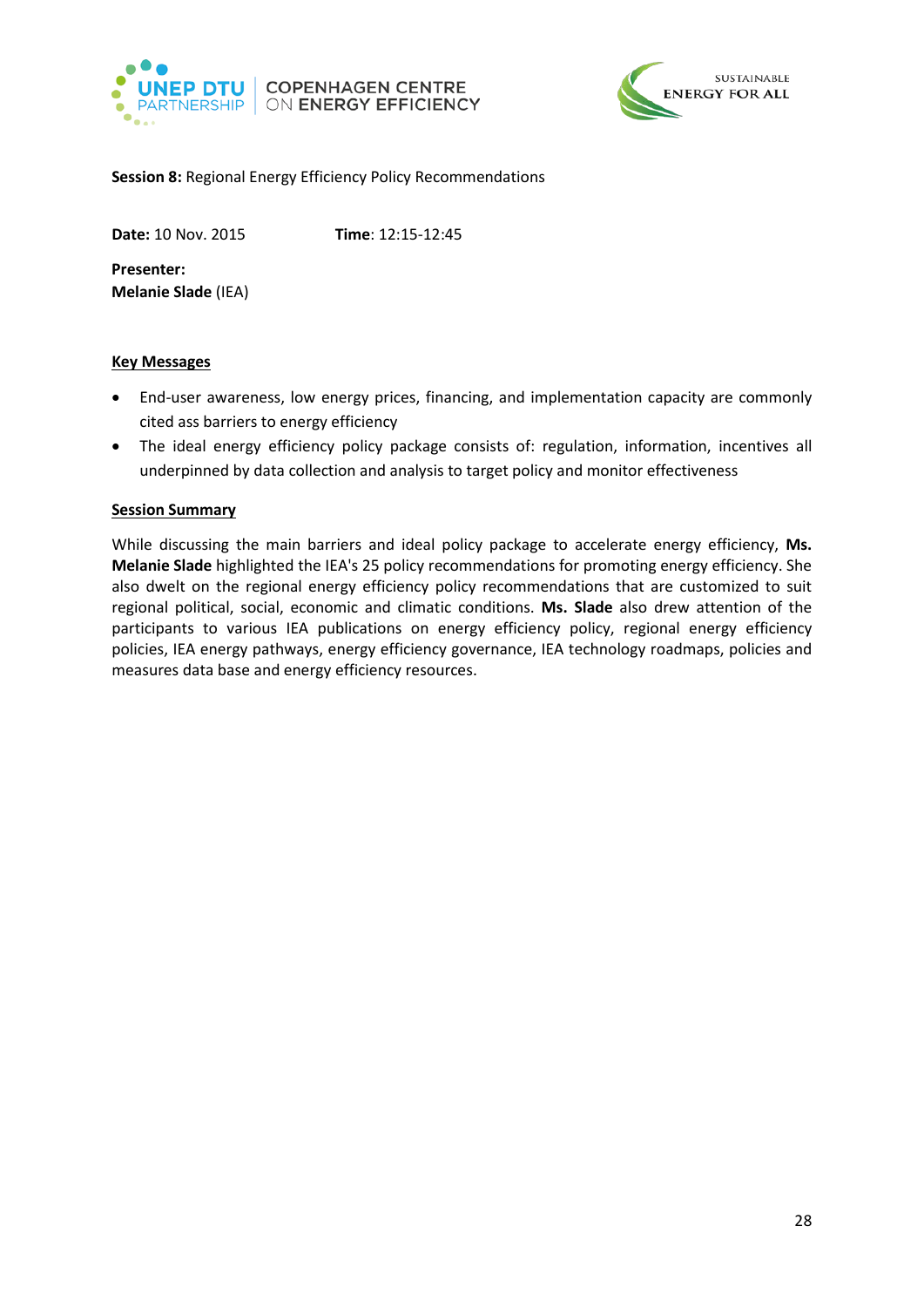**Session 8:** Regional Energy Efficiency Policy Recommendations

**Date:** 10 Nov. 2015 **Time**: 12:15-12:45

**Presenter:**
**Melanie Slade** (IEA)

## Key Messages

- End-user awareness, low energy prices, financing, and implementation capacity are commonly cited ass barriers to energy efficiency
- The ideal energy efficiency policy package consists of: regulation, information, incentives all underpinned by data collection and analysis to target policy and monitor effectiveness

## Session Summary

While discussing the main barriers and ideal policy package to accelerate energy efficiency, **Ms. Melanie Slade** highlighted the IEA's 25 policy recommendations for promoting energy efficiency. She also dwelt on the regional energy efficiency policy recommendations that are customized to suit regional political, social, economic and climatic conditions. **Ms. Slade** also drew attention of the participants to various IEA publications on energy efficiency policy, regional energy efficiency policies, IEA energy pathways, energy efficiency governance, IEA technology roadmaps, policies and measures data base and energy efficiency resources.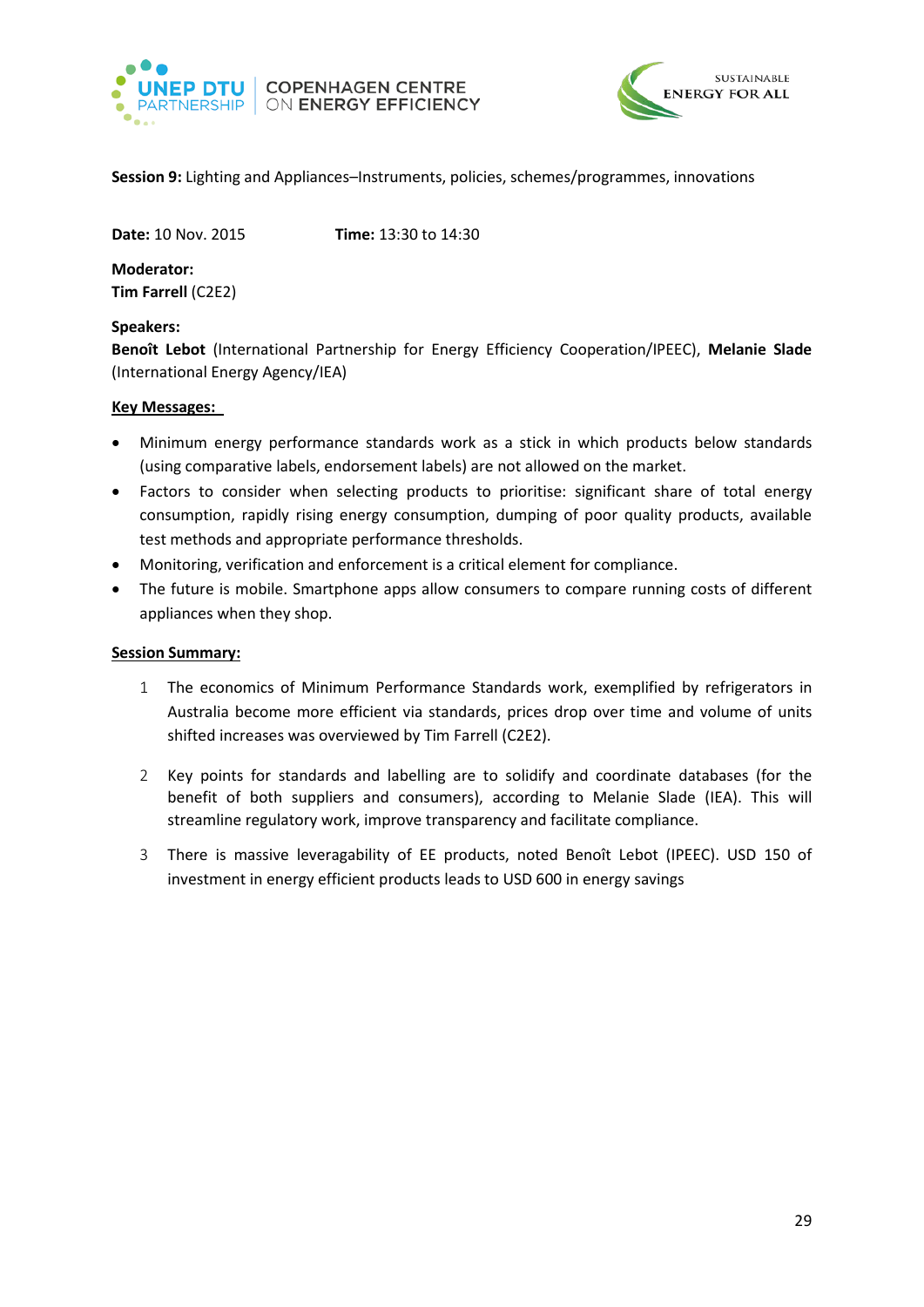**Session 9:** Lighting and Appliances–Instruments, policies, schemes/programmes, innovations

**Date:** 10 Nov. 2015 **Time:** 13:30 to 14:30

**Moderator:**
**Tim Farrell** (C2E2)

**Speakers:**
**Benoît Lebot** (International Partnership for Energy Efficiency Cooperation/IPEEC), **Melanie Slade** (International Energy Agency/IEA)

**Key Messages:**

- Minimum energy performance standards work as a stick in which products below standards (using comparative labels, endorsement labels) are not allowed on the market.
- Factors to consider when selecting products to prioritise: significant share of total energy consumption, rapidly rising energy consumption, dumping of poor quality products, available test methods and appropriate performance thresholds.
- Monitoring, verification and enforcement is a critical element for compliance.
- The future is mobile. Smartphone apps allow consumers to compare running costs of different appliances when they shop.

**Session Summary:**

1. The economics of Minimum Performance Standards work, exemplified by refrigerators in Australia become more efficient via standards, prices drop over time and volume of units shifted increases was overviewed by Tim Farrell (C2E2).

2. Key points for standards and labelling are to solidify and coordinate databases (for the benefit of both suppliers and consumers), according to Melanie Slade (IEA). This will streamline regulatory work, improve transparency and facilitate compliance.

3. There is massive leveragability of EE products, noted Benoît Lebot (IPEEC). USD 150 of investment in energy efficient products leads to USD 600 in energy savings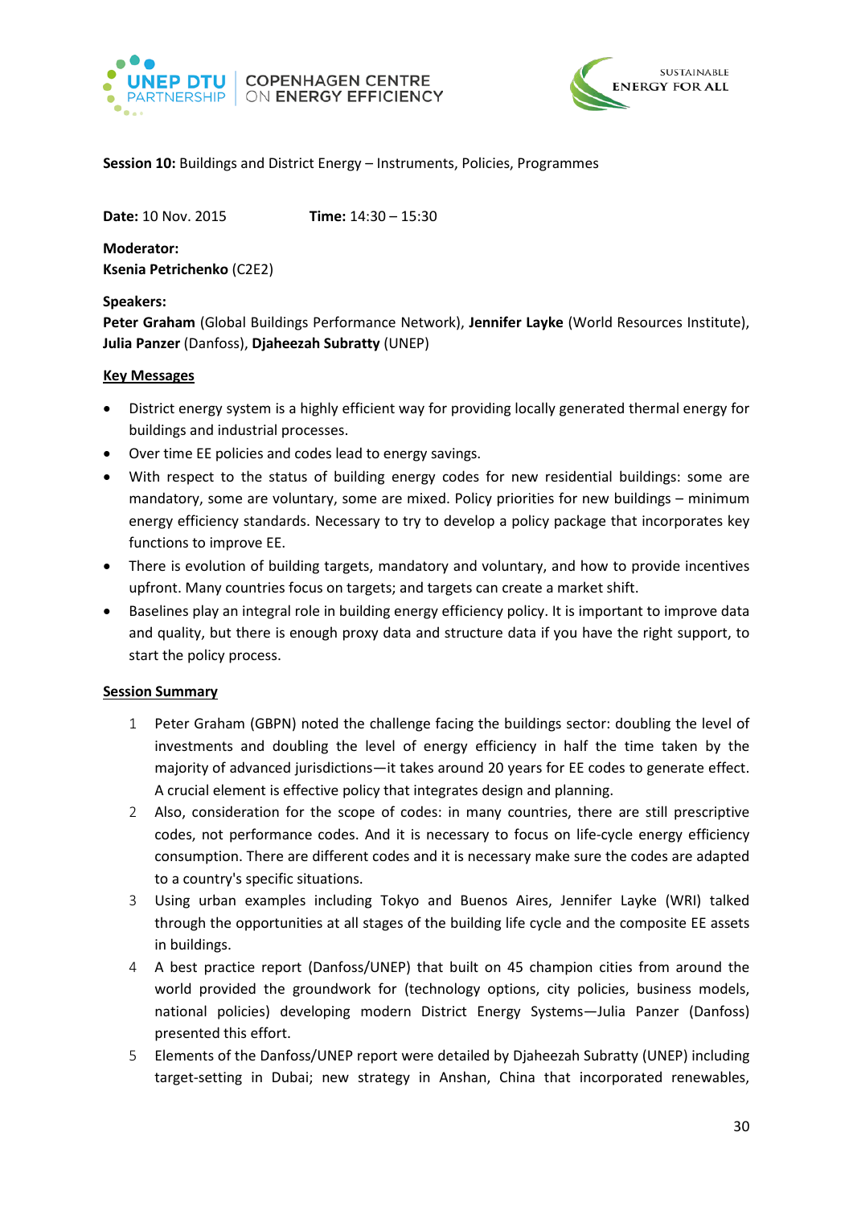**Session 10:** Buildings and District Energy – Instruments, Policies, Programmes

**Date:** 10 Nov. 2015 **Time:** 14:30 – 15:30

**Moderator:**
**Ksenia Petrichenko** (C2E2)

**Speakers:**
**Peter Graham** (Global Buildings Performance Network), **Jennifer Layke** (World Resources Institute), **Julia Panzer** (Danfoss), **Djaheezah Subratty** (UNEP)

**Key Messages**

- District energy system is a highly efficient way for providing locally generated thermal energy for buildings and industrial processes.
- Over time EE policies and codes lead to energy savings.
- With respect to the status of building energy codes for new residential buildings: some are mandatory, some are voluntary, some are mixed. Policy priorities for new buildings – minimum energy efficiency standards. Necessary to try to develop a policy package that incorporates key functions to improve EE.
- There is evolution of building targets, mandatory and voluntary, and how to provide incentives upfront. Many countries focus on targets; and targets can create a market shift.
- Baselines play an integral role in building energy efficiency policy. It is important to improve data and quality, but there is enough proxy data and structure data if you have the right support, to start the policy process.

**Session Summary**

1. Peter Graham (GBPN) noted the challenge facing the buildings sector: doubling the level of investments and doubling the level of energy efficiency in half the time taken by the majority of advanced jurisdictions—it takes around 20 years for EE codes to generate effect. A crucial element is effective policy that integrates design and planning.
2. Also, consideration for the scope of codes: in many countries, there are still prescriptive codes, not performance codes. And it is necessary to focus on life-cycle energy efficiency consumption. There are different codes and it is necessary make sure the codes are adapted to a country's specific situations.
3. Using urban examples including Tokyo and Buenos Aires, Jennifer Layke (WRI) talked through the opportunities at all stages of the building life cycle and the composite EE assets in buildings.
4. A best practice report (Danfoss/UNEP) that built on 45 champion cities from around the world provided the groundwork for (technology options, city policies, business models, national policies) developing modern District Energy Systems—Julia Panzer (Danfoss) presented this effort.
5. Elements of the Danfoss/UNEP report were detailed by Djaheezah Subratty (UNEP) including target-setting in Dubai; new strategy in Anshan, China that incorporated renewables,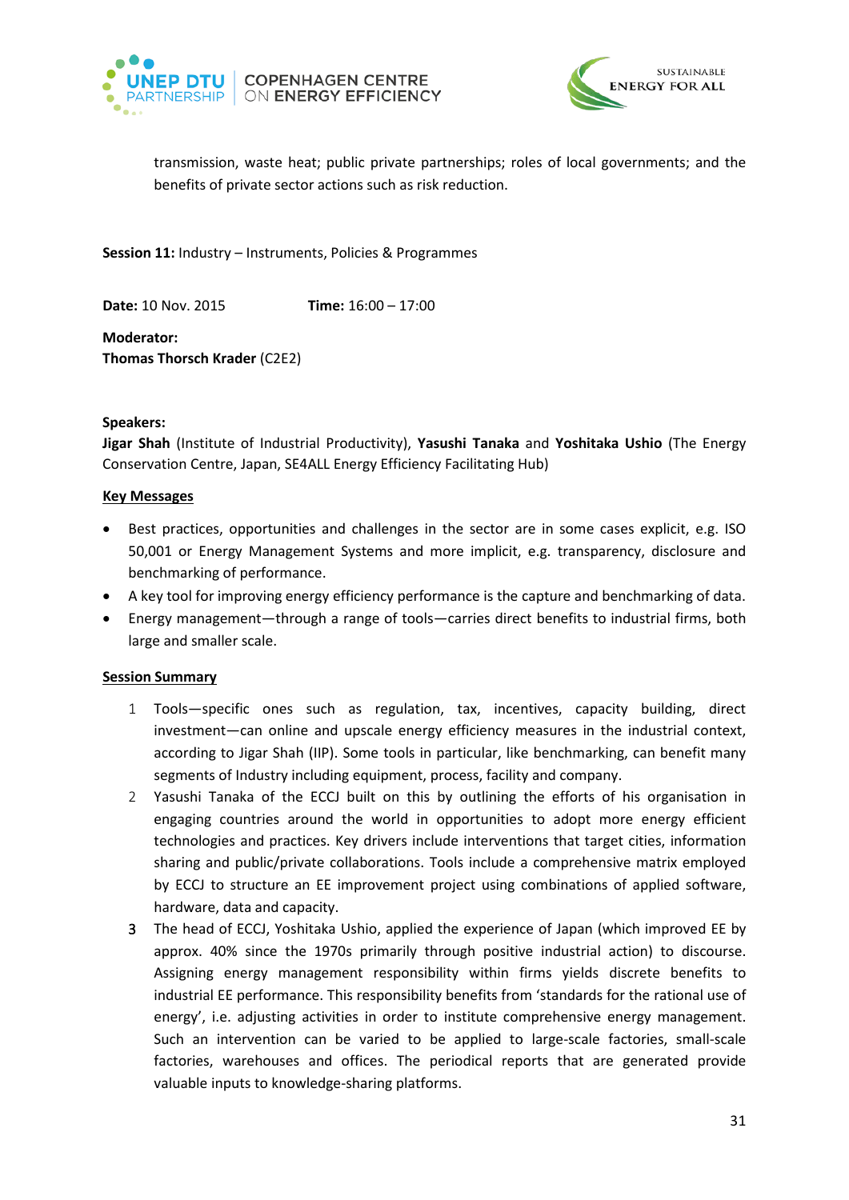transmission, waste heat; public private partnerships; roles of local governments; and the benefits of private sector actions such as risk reduction.

**Session 11:** Industry – Instruments, Policies & Programmes

**Date:** 10 Nov. 2015 **Time:** 16:00 – 17:00

**Moderator:**
**Thomas Thorsch Krader** (C2E2)

**Speakers:**
**Jigar Shah** (Institute of Industrial Productivity), **Yasushi Tanaka** and **Yoshitaka Ushio** (The Energy Conservation Centre, Japan, SE4ALL Energy Efficiency Facilitating Hub)

**Key Messages**

- Best practices, opportunities and challenges in the sector are in some cases explicit, e.g. ISO 50,001 or Energy Management Systems and more implicit, e.g. transparency, disclosure and benchmarking of performance.
- A key tool for improving energy efficiency performance is the capture and benchmarking of data.
- Energy management—through a range of tools—carries direct benefits to industrial firms, both large and smaller scale.

**Session Summary**

1. Tools—specific ones such as regulation, tax, incentives, capacity building, direct investment—can online and upscale energy efficiency measures in the industrial context, according to Jigar Shah (IIP). Some tools in particular, like benchmarking, can benefit many segments of Industry including equipment, process, facility and company.
2. Yasushi Tanaka of the ECCJ built on this by outlining the efforts of his organisation in engaging countries around the world in opportunities to adopt more energy efficient technologies and practices. Key drivers include interventions that target cities, information sharing and public/private collaborations. Tools include a comprehensive matrix employed by ECCJ to structure an EE improvement project using combinations of applied software, hardware, data and capacity.
3. The head of ECCJ, Yoshitaka Ushio, applied the experience of Japan (which improved EE by approx. 40% since the 1970s primarily through positive industrial action) to discourse. Assigning energy management responsibility within firms yields discrete benefits to industrial EE performance. This responsibility benefits from 'standards for the rational use of energy', i.e. adjusting activities in order to institute comprehensive energy management. Such an intervention can be varied to be applied to large-scale factories, small-scale factories, warehouses and offices. The periodical reports that are generated provide valuable inputs to knowledge-sharing platforms.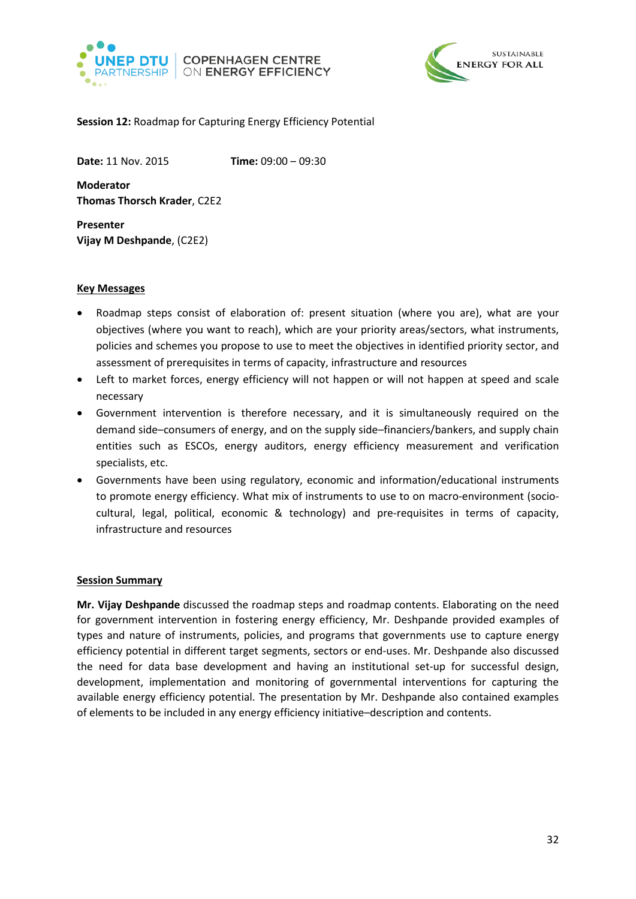**Session 12:** Roadmap for Capturing Energy Efficiency Potential

**Date:** 11 Nov. 2015 **Time:** 09:00 – 09:30

**Moderator**
**Thomas Thorsch Krader**, C2E2

**Presenter**
**Vijay M Deshpande**, (C2E2)

**Key Messages**

- Roadmap steps consist of elaboration of: present situation (where you are), what are your objectives (where you want to reach), which are your priority areas/sectors, what instruments, policies and schemes you propose to use to meet the objectives in identified priority sector, and assessment of prerequisites in terms of capacity, infrastructure and resources
- Left to market forces, energy efficiency will not happen or will not happen at speed and scale necessary
- Government intervention is therefore necessary, and it is simultaneously required on the demand side–consumers of energy, and on the supply side–financiers/bankers, and supply chain entities such as ESCOs, energy auditors, energy efficiency measurement and verification specialists, etc.
- Governments have been using regulatory, economic and information/educational instruments to promote energy efficiency. What mix of instruments to use to on macro-environment (socio-cultural, legal, political, economic & technology) and pre-requisites in terms of capacity, infrastructure and resources

**Session Summary**

**Mr. Vijay Deshpande** discussed the roadmap steps and roadmap contents. Elaborating on the need for government intervention in fostering energy efficiency, Mr. Deshpande provided examples of types and nature of instruments, policies, and programs that governments use to capture energy efficiency potential in different target segments, sectors or end-uses. Mr. Deshpande also discussed the need for data base development and having an institutional set-up for successful design, development, implementation and monitoring of governmental interventions for capturing the available energy efficiency potential. The presentation by Mr. Deshpande also contained examples of elements to be included in any energy efficiency initiative–description and contents.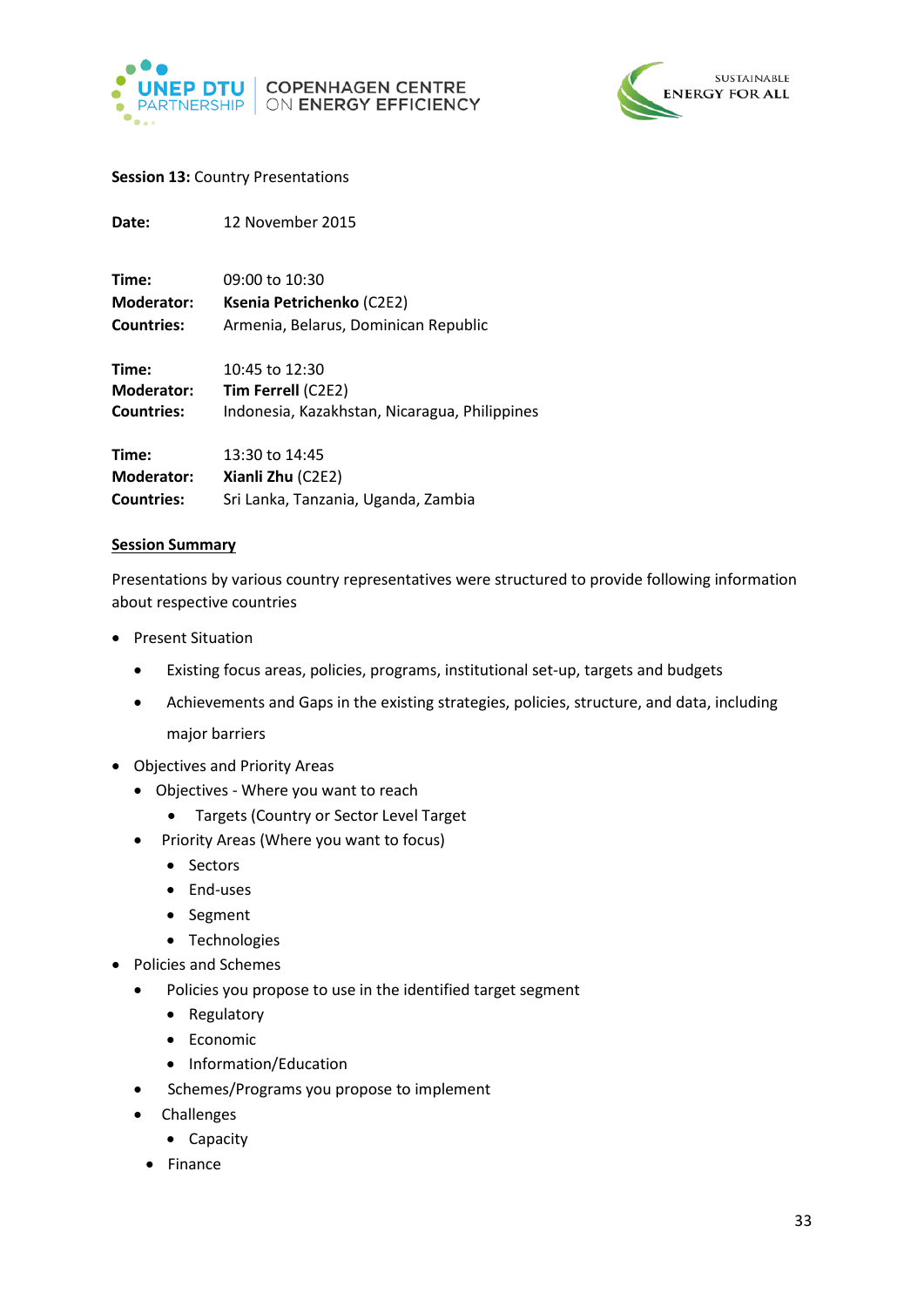**Session 13:** Country Presentations

**Date:** 12 November 2015

**Time:** 09:00 to 10:30
**Moderator:** **Ksenia Petrichenko** (C2E2)
**Countries:** Armenia, Belarus, Dominican Republic

**Time:** 10:45 to 12:30
**Moderator:** **Tim Ferrell** (C2E2)
**Countries:** Indonesia, Kazakhstan, Nicaragua, Philippines

**Time:** 13:30 to 14:45
**Moderator:** **Xianli Zhu** (C2E2)
**Countries:** Sri Lanka, Tanzania, Uganda, Zambia

**Session Summary**

Presentations by various country representatives were structured to provide following information about respective countries

- Present Situation
  - Existing focus areas, policies, programs, institutional set-up, targets and budgets
  - Achievements and Gaps in the existing strategies, policies, structure, and data, including major barriers
- Objectives and Priority Areas
  - Objectives - Where you want to reach
    - Targets (Country or Sector Level Target
  - Priority Areas (Where you want to focus)
    - Sectors
    - End-uses
    - Segment
    - Technologies
- Policies and Schemes
  - Policies you propose to use in the identified target segment
    - Regulatory
    - Economic
    - Information/Education
  - Schemes/Programs you propose to implement
  - Challenges
    - Capacity
  - Finance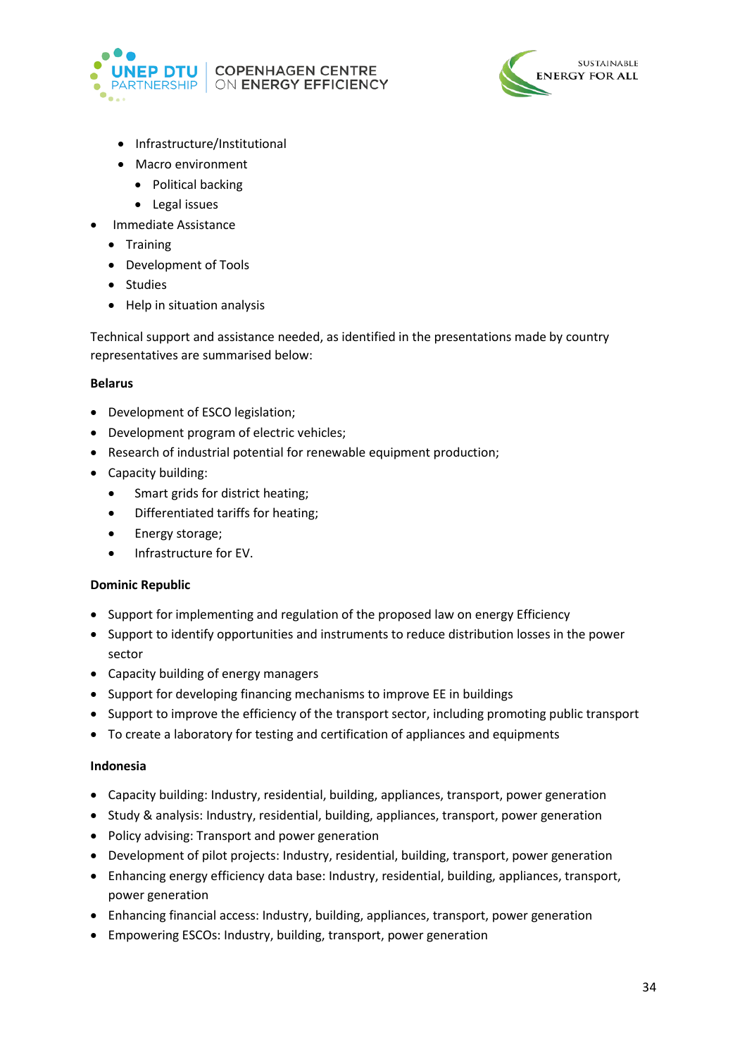- Infrastructure/Institutional
  - Macro environment
    - Political backing
    - Legal issues
- Immediate Assistance
  - Training
  - Development of Tools
  - Studies
  - Help in situation analysis

Technical support and assistance needed, as identified in the presentations made by country representatives are summarised below:

**Belarus**

- Development of ESCO legislation;
- Development program of electric vehicles;
- Research of industrial potential for renewable equipment production;
- Capacity building:
  - Smart grids for district heating;
  - Differentiated tariffs for heating;
  - Energy storage;
  - Infrastructure for EV.

**Dominic Republic**

- Support for implementing and regulation of the proposed law on energy Efficiency
- Support to identify opportunities and instruments to reduce distribution losses in the power sector
- Capacity building of energy managers
- Support for developing financing mechanisms to improve EE in buildings
- Support to improve the efficiency of the transport sector, including promoting public transport
- To create a laboratory for testing and certification of appliances and equipments

**Indonesia**

- Capacity building: Industry, residential, building, appliances, transport, power generation
- Study & analysis: Industry, residential, building, appliances, transport, power generation
- Policy advising: Transport and power generation
- Development of pilot projects: Industry, residential, building, transport, power generation
- Enhancing energy efficiency data base: Industry, residential, building, appliances, transport, power generation
- Enhancing financial access: Industry, building, appliances, transport, power generation
- Empowering ESCOs: Industry, building, transport, power generation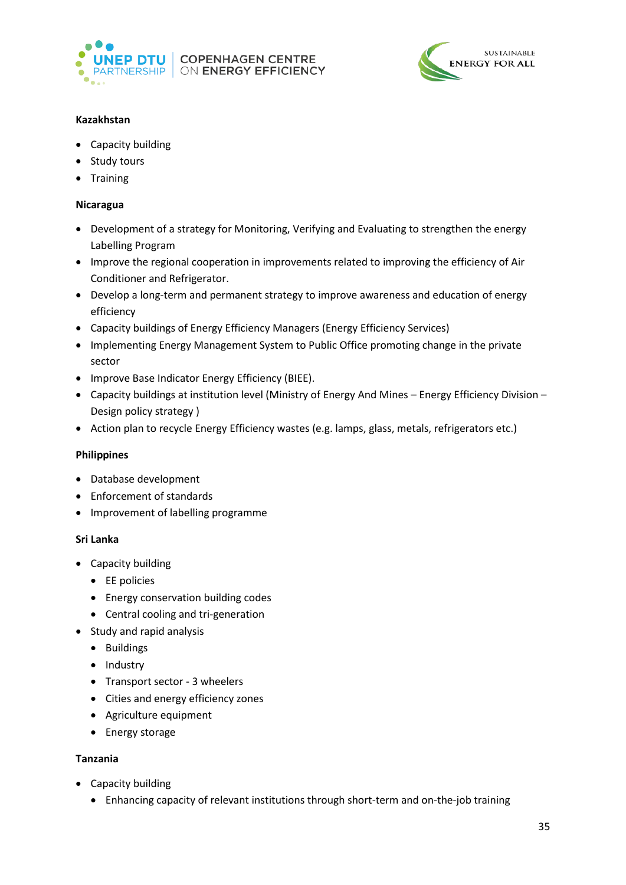**Kazakhstan**

- Capacity building
- Study tours
- Training

**Nicaragua**

- Development of a strategy for Monitoring, Verifying and Evaluating to strengthen the energy Labelling Program
- Improve the regional cooperation in improvements related to improving the efficiency of Air Conditioner and Refrigerator.
- Develop a long-term and permanent strategy to improve awareness and education of energy efficiency
- Capacity buildings of Energy Efficiency Managers (Energy Efficiency Services)
- Implementing Energy Management System to Public Office promoting change in the private sector
- Improve Base Indicator Energy Efficiency (BIEE).
- Capacity buildings at institution level (Ministry of Energy And Mines – Energy Efficiency Division – Design policy strategy )
- Action plan to recycle Energy Efficiency wastes (e.g. lamps, glass, metals, refrigerators etc.)

**Philippines**

- Database development
- Enforcement of standards
- Improvement of labelling programme

**Sri Lanka**

- Capacity building
  - EE policies
  - Energy conservation building codes
  - Central cooling and tri-generation
- Study and rapid analysis
  - Buildings
  - Industry
  - Transport sector - 3 wheelers
  - Cities and energy efficiency zones
  - Agriculture equipment
  - Energy storage

**Tanzania**

- Capacity building
  - Enhancing capacity of relevant institutions through short-term and on-the-job training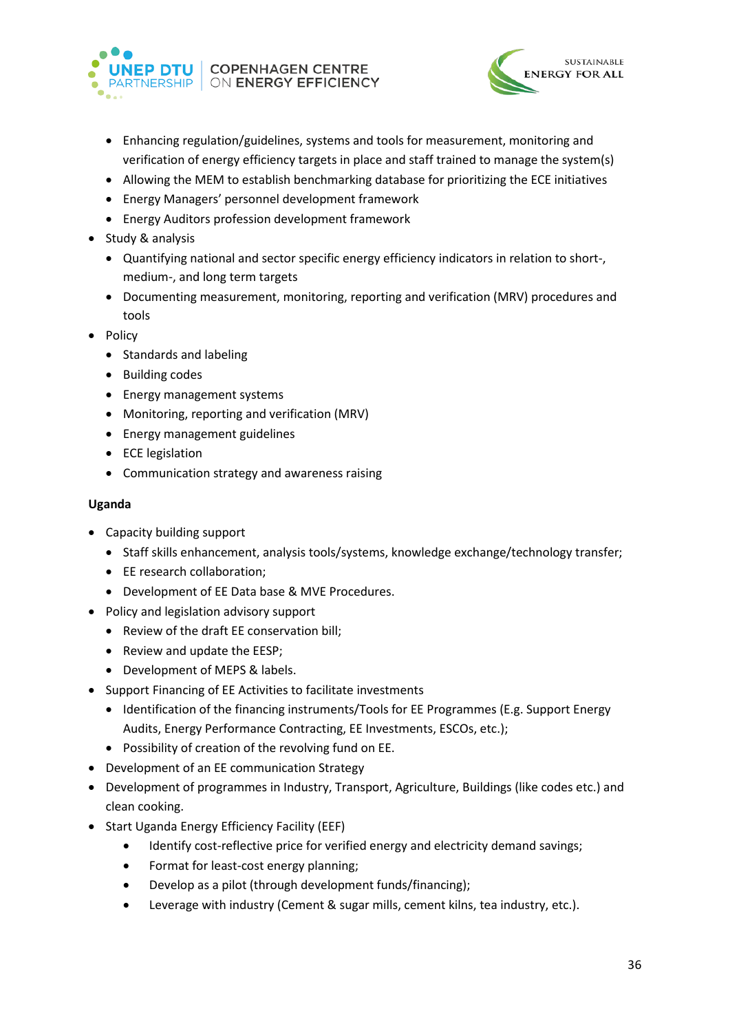- Enhancing regulation/guidelines, systems and tools for measurement, monitoring and verification of energy efficiency targets in place and staff trained to manage the system(s)
    - Allowing the MEM to establish benchmarking database for prioritizing the ECE initiatives
    - Energy Managers' personnel development framework
    - Energy Auditors profession development framework
- Study & analysis
    - Quantifying national and sector specific energy efficiency indicators in relation to short-, medium-, and long term targets
    - Documenting measurement, monitoring, reporting and verification (MRV) procedures and tools
- Policy
    - Standards and labeling
    - Building codes
    - Energy management systems
    - Monitoring, reporting and verification (MRV)
    - Energy management guidelines
    - ECE legislation
    - Communication strategy and awareness raising

**Uganda**

- Capacity building support
    - Staff skills enhancement, analysis tools/systems, knowledge exchange/technology transfer;
    - EE research collaboration;
    - Development of EE Data base & MVE Procedures.
- Policy and legislation advisory support
    - Review of the draft EE conservation bill;
    - Review and update the EESP;
    - Development of MEPS & labels.
- Support Financing of EE Activities to facilitate investments
    - Identification of the financing instruments/Tools for EE Programmes (E.g. Support Energy Audits, Energy Performance Contracting, EE Investments, ESCOs, etc.);
    - Possibility of creation of the revolving fund on EE.
- Development of an EE communication Strategy
- Development of programmes in Industry, Transport, Agriculture, Buildings (like codes etc.) and clean cooking.
- Start Uganda Energy Efficiency Facility (EEF)
    - Identify cost-reflective price for verified energy and electricity demand savings;
    - Format for least-cost energy planning;
    - Develop as a pilot (through development funds/financing);
    - Leverage with industry (Cement & sugar mills, cement kilns, tea industry, etc.).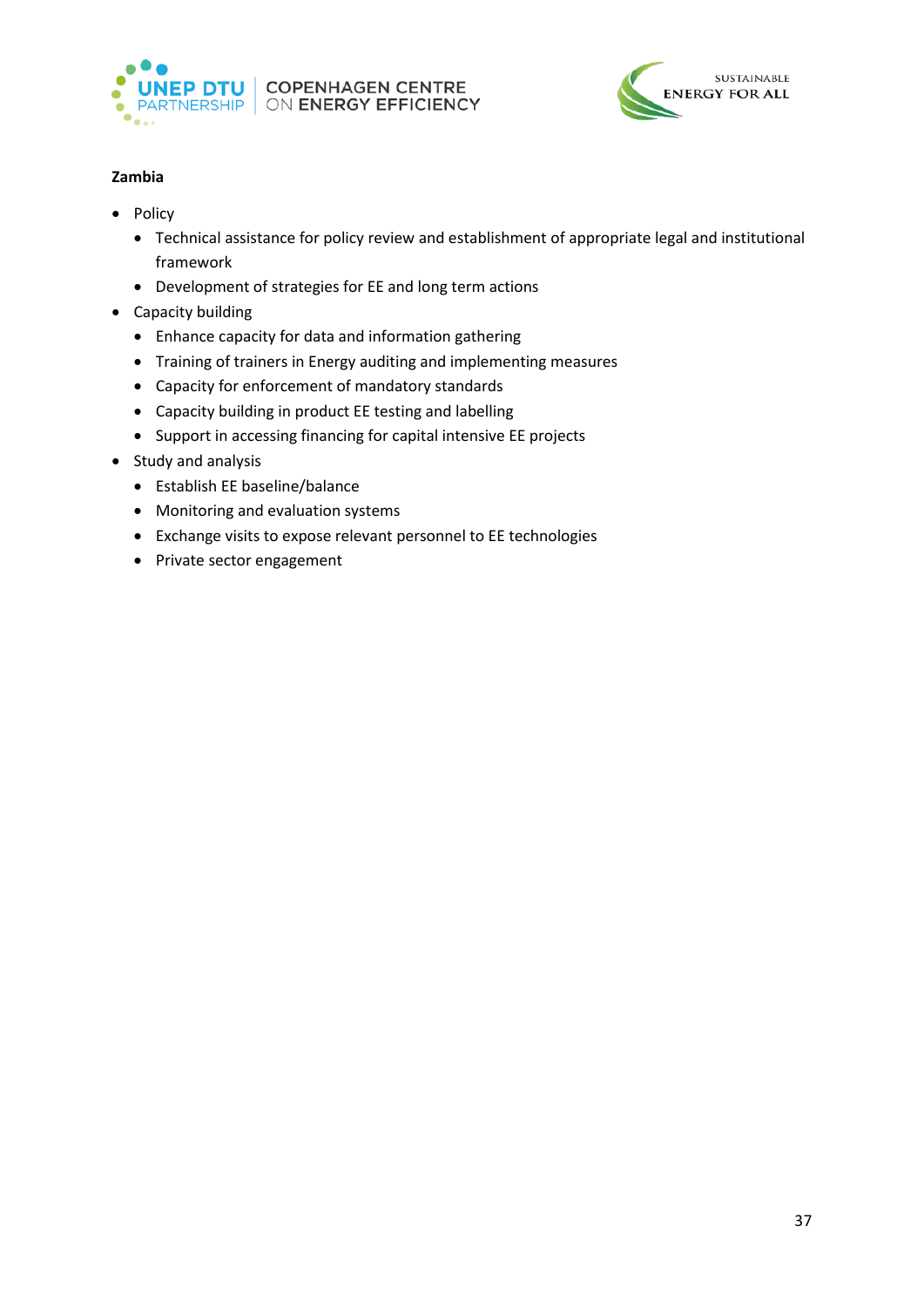**Zambia**

- Policy
  - Technical assistance for policy review and establishment of appropriate legal and institutional framework
  - Development of strategies for EE and long term actions
- Capacity building
  - Enhance capacity for data and information gathering
  - Training of trainers in Energy auditing and implementing measures
  - Capacity for enforcement of mandatory standards
  - Capacity building in product EE testing and labelling
  - Support in accessing financing for capital intensive EE projects
- Study and analysis
  - Establish EE baseline/balance
  - Monitoring and evaluation systems
  - Exchange visits to expose relevant personnel to EE technologies
  - Private sector engagement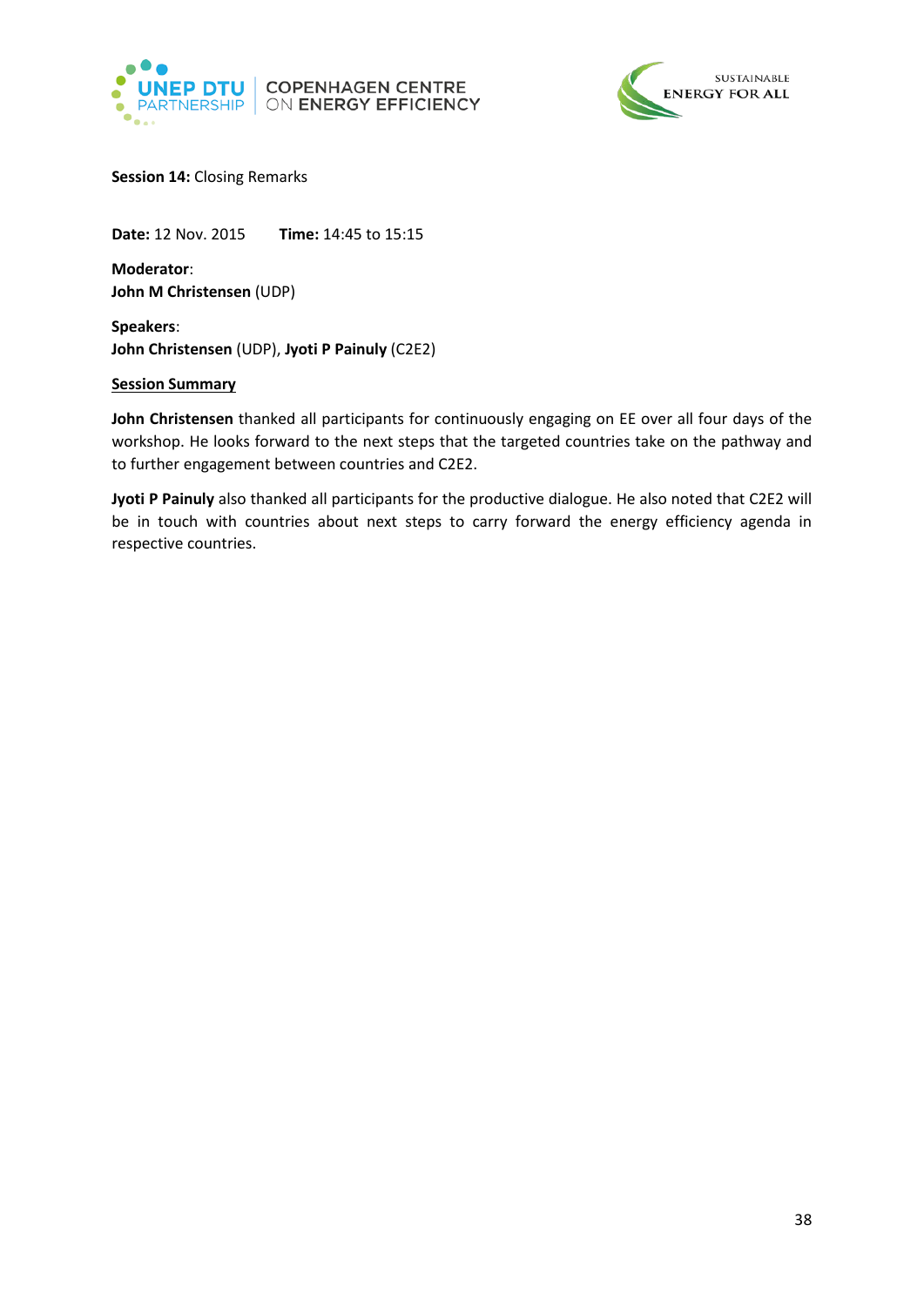**Session 14:** Closing Remarks

**Date:** 12 Nov. 2015 **Time:** 14:45 to 15:15

**Moderator**:
**John M Christensen** (UDP)

**Speakers**:
**John Christensen** (UDP), **Jyoti P Painuly** (C2E2)

**Session Summary**

**John Christensen** thanked all participants for continuously engaging on EE over all four days of the workshop. He looks forward to the next steps that the targeted countries take on the pathway and to further engagement between countries and C2E2.

**Jyoti P Painuly** also thanked all participants for the productive dialogue. He also noted that C2E2 will be in touch with countries about next steps to carry forward the energy efficiency agenda in respective countries.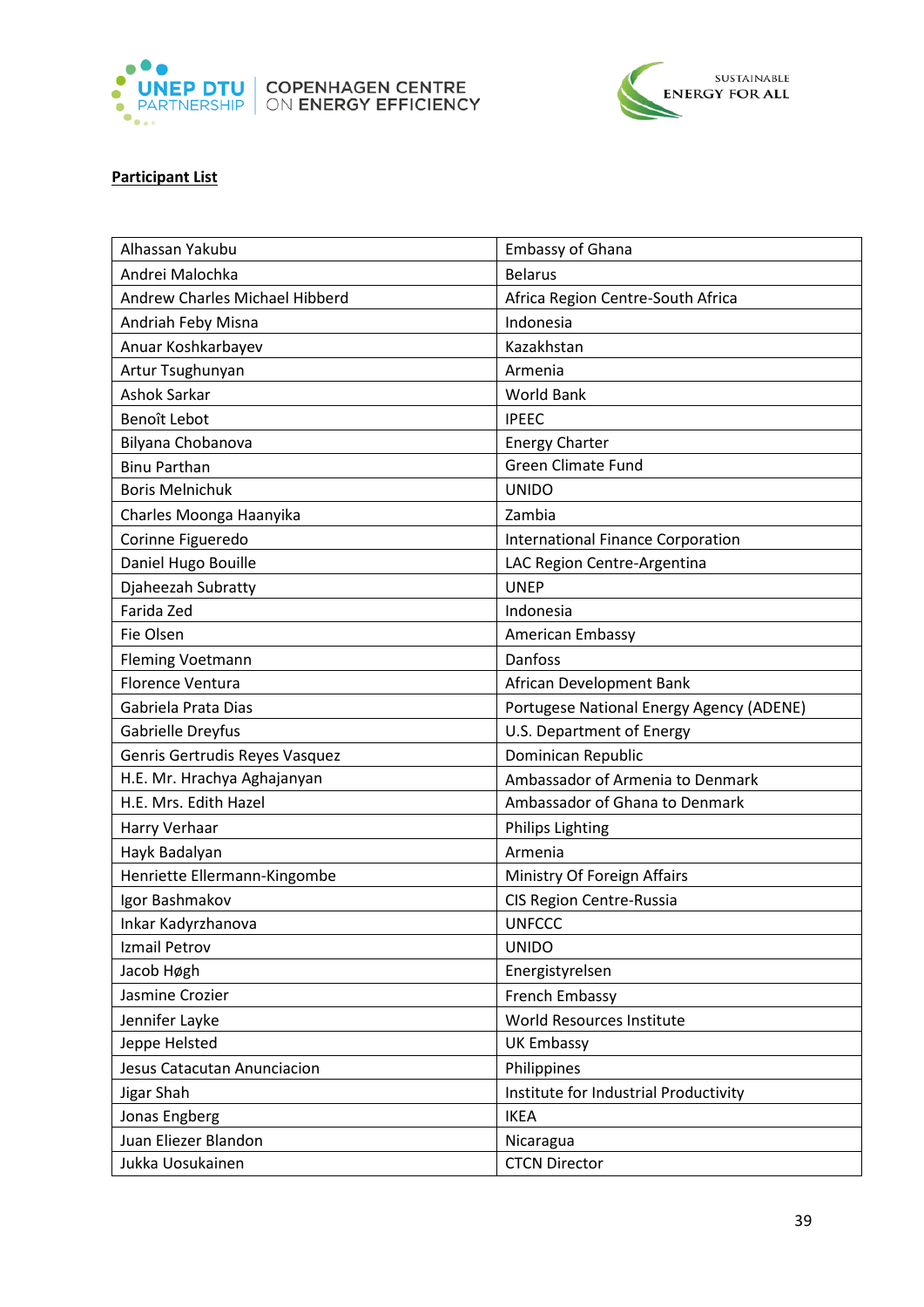**Participant List**

| | |
|---|---|
| Alhassan Yakubu | Embassy of Ghana |
| Andrei Malochka | Belarus |
| Andrew Charles Michael Hibberd | Africa Region Centre-South Africa |
| Andriah Feby Misna | Indonesia |
| Anuar Koshkarbayev | Kazakhstan |
| Artur Tsughunyan | Armenia |
| Ashok Sarkar | World Bank |
| Benoît Lebot | IPEEC |
| Bilyana Chobanova | Energy Charter |
| Binu Parthan | Green Climate Fund |
| Boris Melnichuk | UNIDO |
| Charles Moonga Haanyika | Zambia |
| Corinne Figueredo | International Finance Corporation |
| Daniel Hugo Bouille | LAC Region Centre-Argentina |
| Djaheezah Subratty | UNEP |
| Farida Zed | Indonesia |
| Fie Olsen | American Embassy |
| Fleming Voetmann | Danfoss |
| Florence Ventura | African Development Bank |
| Gabriela Prata Dias | Portugese National Energy Agency (ADENE) |
| Gabrielle Dreyfus | U.S. Department of Energy |
| Genris Gertrudis Reyes Vasquez | Dominican Republic |
| H.E. Mr. Hrachya Aghajanyan | Ambassador of Armenia to Denmark |
| H.E. Mrs. Edith Hazel | Ambassador of Ghana to Denmark |
| Harry Verhaar | Philips Lighting |
| Hayk Badalyan | Armenia |
| Henriette Ellermann-Kingombe | Ministry Of Foreign Affairs |
| Igor Bashmakov | CIS Region Centre-Russia |
| Inkar Kadyrzhanova | UNFCCC |
| Izmail Petrov | UNIDO |
| Jacob Høgh | Energistyrelsen |
| Jasmine Crozier | French Embassy |
| Jennifer Layke | World Resources Institute |
| Jeppe Helsted | UK Embassy |
| Jesus Catacutan Anunciacion | Philippines |
| Jigar Shah | Institute for Industrial Productivity |
| Jonas Engberg | IKEA |
| Juan Eliezer Blandon | Nicaragua |
| Jukka Uosukainen | CTCN Director |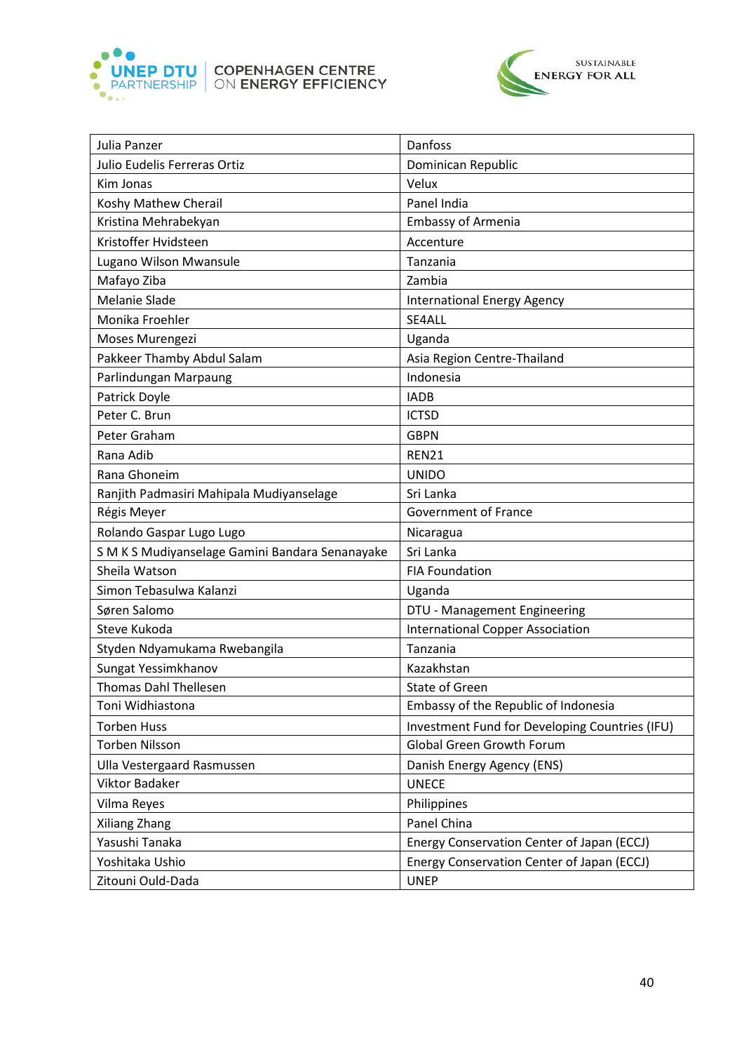| Julia Panzer | Danfoss |
|---|---|
| Julio Eudelis Ferreras Ortiz | Dominican Republic |
| Kim Jonas | Velux |
| Koshy Mathew Cherail | Panel India |
| Kristina Mehrabekyan | Embassy of Armenia |
| Kristoffer Hvidsteen | Accenture |
| Lugano Wilson Mwansule | Tanzania |
| Mafayo Ziba | Zambia |
| Melanie Slade | International Energy Agency |
| Monika Froehler | SE4ALL |
| Moses Murengezi | Uganda |
| Pakkeer Thamby Abdul Salam | Asia Region Centre-Thailand |
| Parlindungan Marpaung | Indonesia |
| Patrick Doyle | IADB |
| Peter C. Brun | ICTSD |
| Peter Graham | GBPN |
| Rana Adib | REN21 |
| Rana Ghoneim | UNIDO |
| Ranjith Padmasiri Mahipala Mudiyanselage | Sri Lanka |
| Régis Meyer | Government of France |
| Rolando Gaspar Lugo Lugo | Nicaragua |
| S M K S Mudiyanselage Gamini Bandara Senanayake | Sri Lanka |
| Sheila Watson | FIA Foundation |
| Simon Tebasulwa Kalanzi | Uganda |
| Søren Salomo | DTU - Management Engineering |
| Steve Kukoda | International Copper Association |
| Styden Ndyamukama Rwebangila | Tanzania |
| Sungat Yessimkhanov | Kazakhstan |
| Thomas Dahl Thellesen | State of Green |
| Toni Widhiastona | Embassy of the Republic of Indonesia |
| Torben Huss | Investment Fund for Developing Countries (IFU) |
| Torben Nilsson | Global Green Growth Forum |
| Ulla Vestergaard Rasmussen | Danish Energy Agency (ENS) |
| Viktor Badaker | UNECE |
| Vilma Reyes | Philippines |
| Xiliang Zhang | Panel China |
| Yasushi Tanaka | Energy Conservation Center of Japan (ECCJ) |
| Yoshitaka Ushio | Energy Conservation Center of Japan (ECCJ) |
| Zitouni Ould-Dada | UNEP |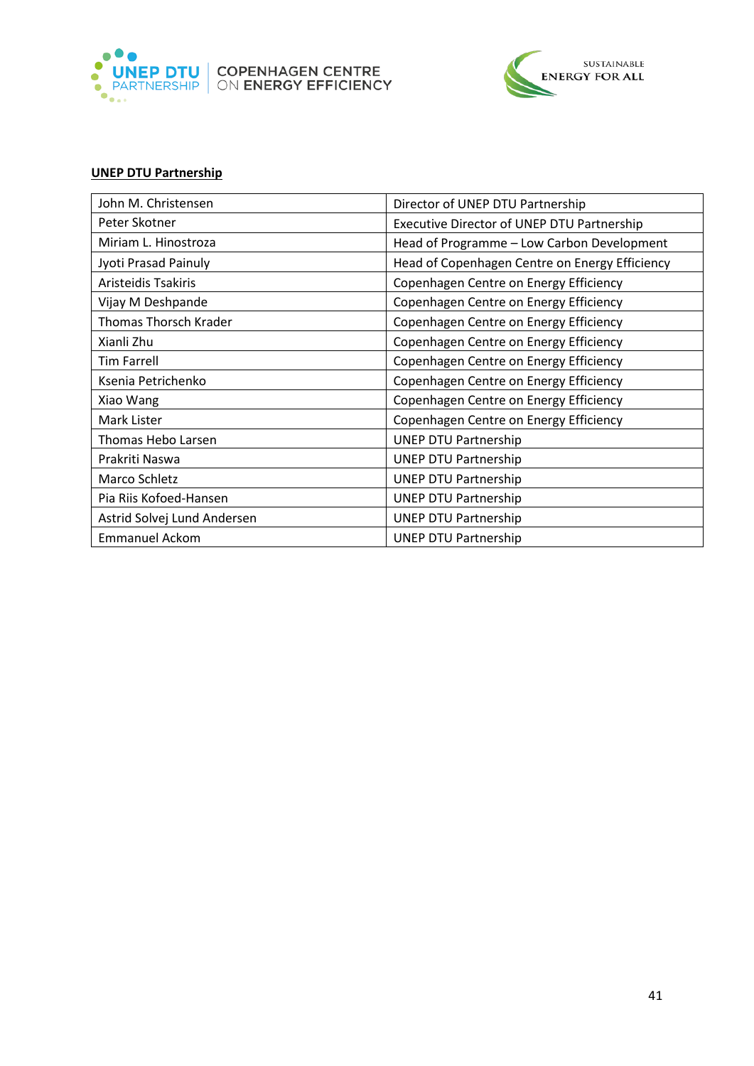**UNEP DTU Partnership**

| | |
|---|---|
| John M. Christensen | Director of UNEP DTU Partnership |
| Peter Skotner | Executive Director of UNEP DTU Partnership |
| Miriam L. Hinostroza | Head of Programme – Low Carbon Development |
| Jyoti Prasad Painuly | Head of Copenhagen Centre on Energy Efficiency |
| Aristeidis Tsakiris | Copenhagen Centre on Energy Efficiency |
| Vijay M Deshpande | Copenhagen Centre on Energy Efficiency |
| Thomas Thorsch Krader | Copenhagen Centre on Energy Efficiency |
| Xianli Zhu | Copenhagen Centre on Energy Efficiency |
| Tim Farrell | Copenhagen Centre on Energy Efficiency |
| Ksenia Petrichenko | Copenhagen Centre on Energy Efficiency |
| Xiao Wang | Copenhagen Centre on Energy Efficiency |
| Mark Lister | Copenhagen Centre on Energy Efficiency |
| Thomas Hebo Larsen | UNEP DTU Partnership |
| Prakriti Naswa | UNEP DTU Partnership |
| Marco Schletz | UNEP DTU Partnership |
| Pia Riis Kofoed-Hansen | UNEP DTU Partnership |
| Astrid Solvej Lund Andersen | UNEP DTU Partnership |
| Emmanuel Ackom | UNEP DTU Partnership |